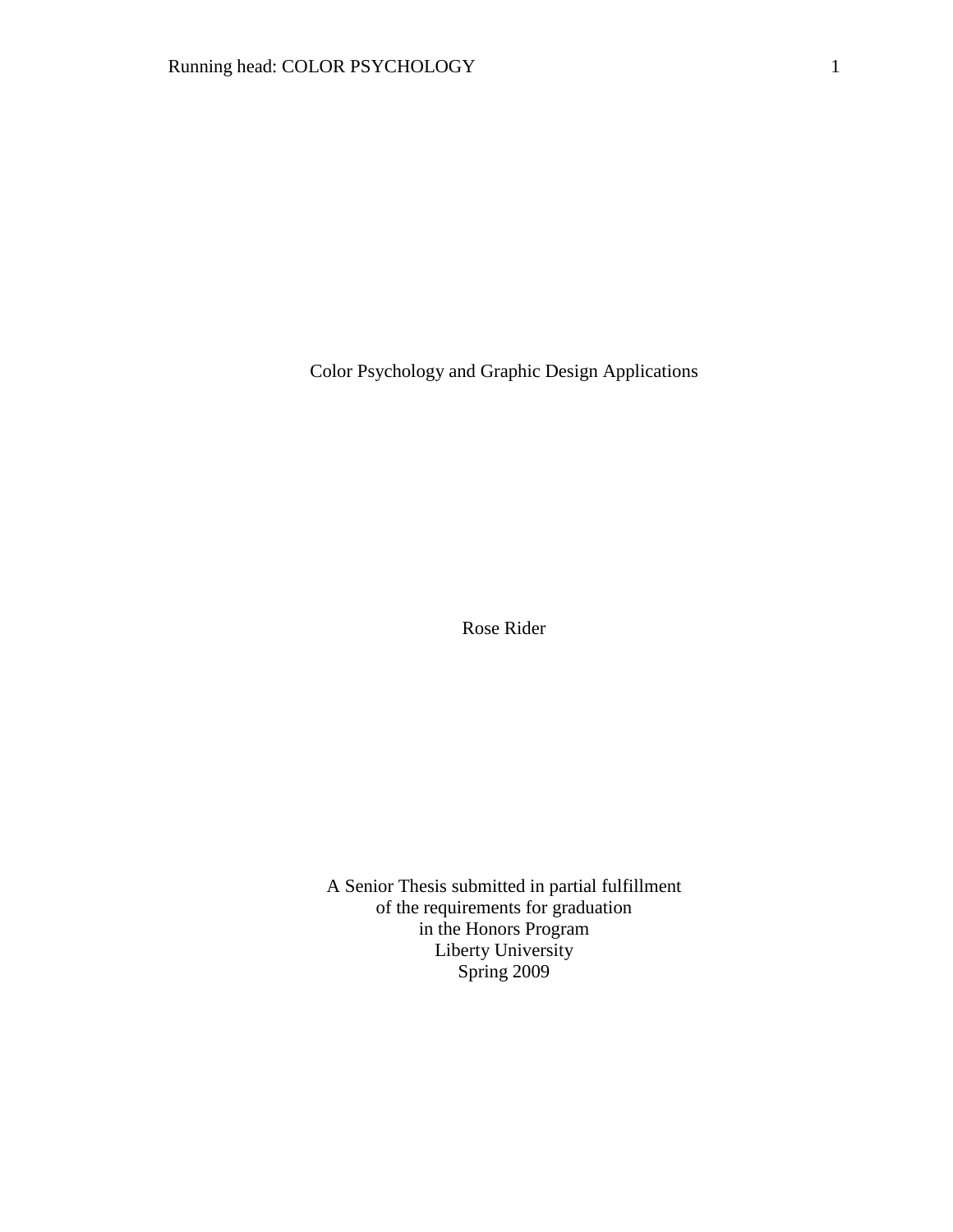# Color Psychology and Graphic Design Applications

Rose Rider

A Senior Thesis submitted in partial fulfillment
of the requirements for graduation
in the Honors Program
Liberty University
Spring 2009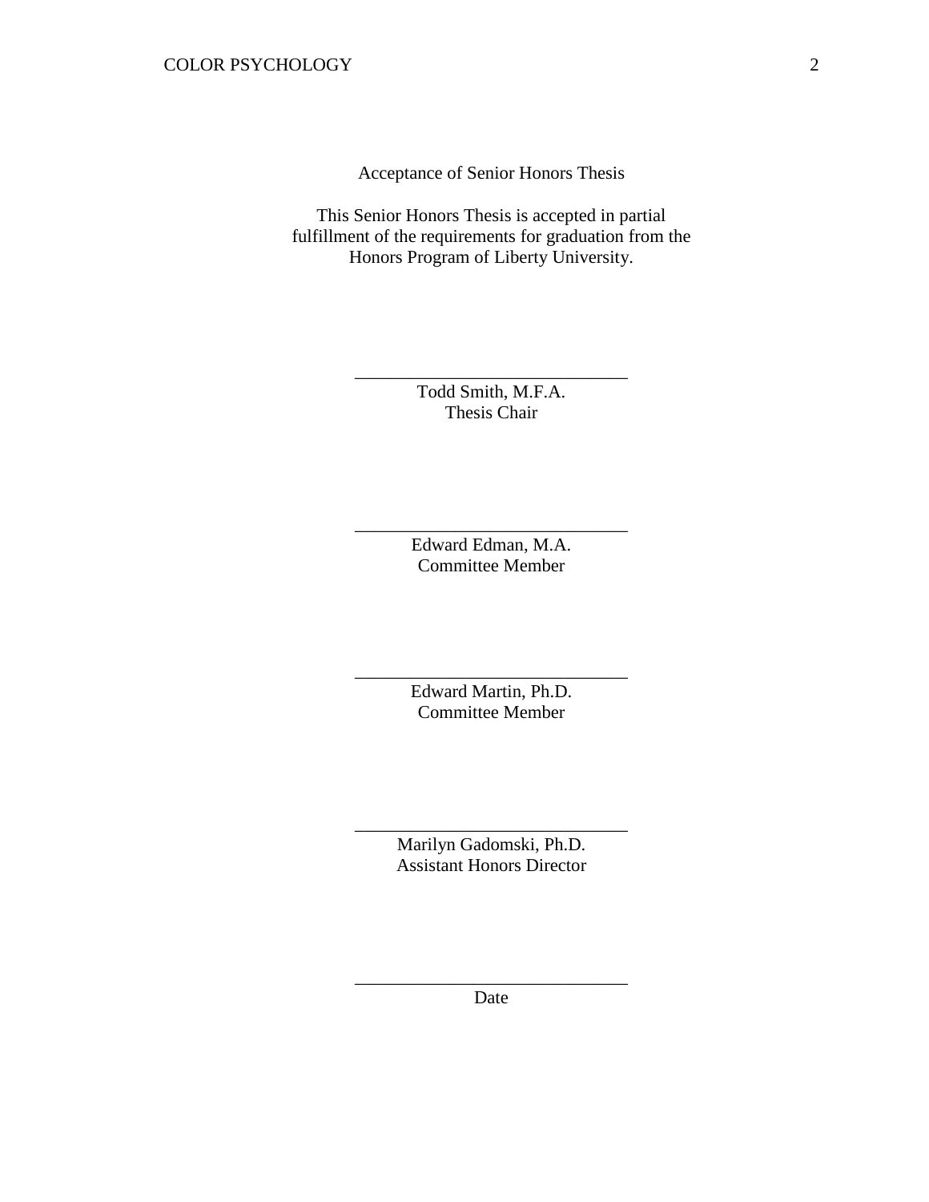Acceptance of Senior Honors Thesis

This Senior Honors Thesis is accepted in partial fulfillment of the requirements for graduation from the Honors Program of Liberty University.

______________________________
Todd Smith, M.F.A.
Thesis Chair

______________________________
Edward Edman, M.A.
Committee Member

______________________________
Edward Martin, Ph.D.
Committee Member

______________________________
Marilyn Gadomski, Ph.D.
Assistant Honors Director

______________________________
Date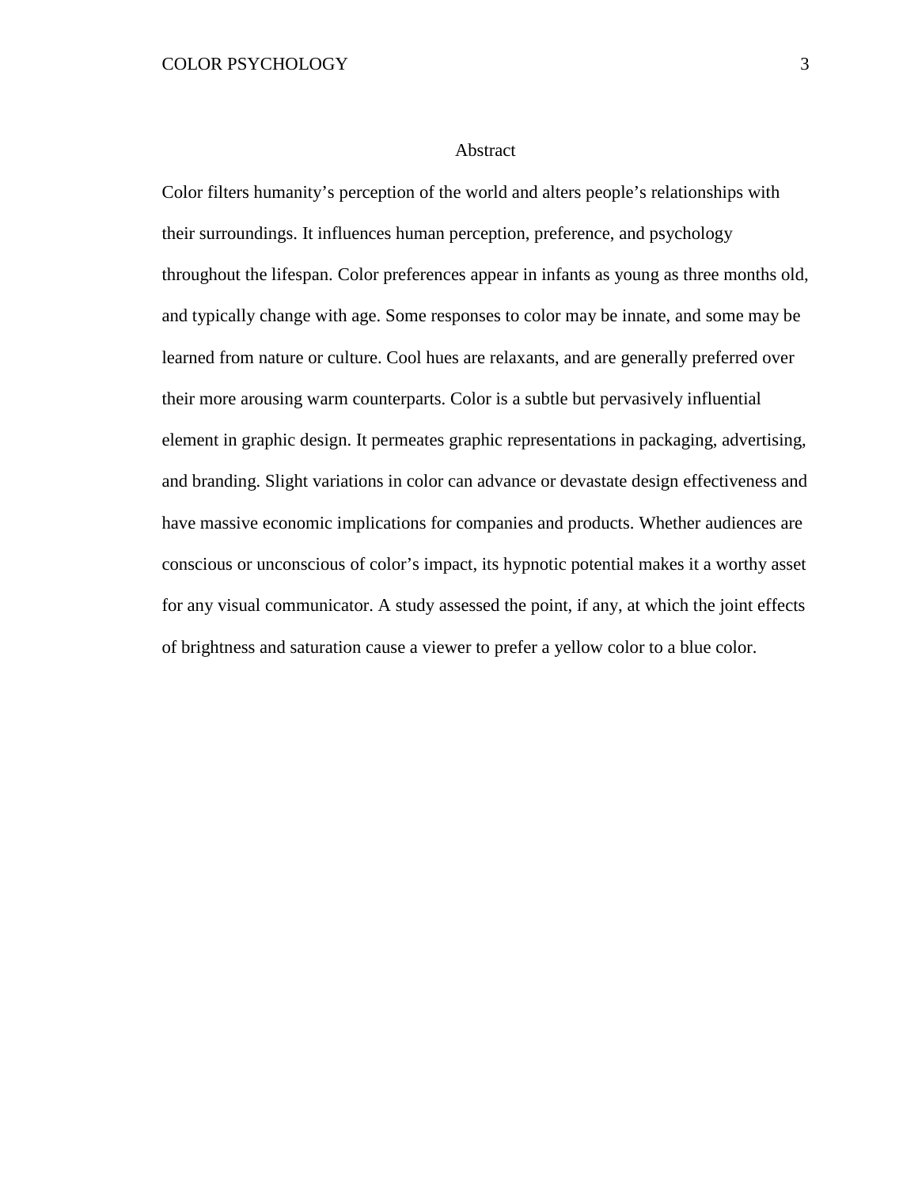# Abstract

Color filters humanity's perception of the world and alters people's relationships with their surroundings. It influences human perception, preference, and psychology throughout the lifespan. Color preferences appear in infants as young as three months old, and typically change with age. Some responses to color may be innate, and some may be learned from nature or culture. Cool hues are relaxants, and are generally preferred over their more arousing warm counterparts. Color is a subtle but pervasively influential element in graphic design. It permeates graphic representations in packaging, advertising, and branding. Slight variations in color can advance or devastate design effectiveness and have massive economic implications for companies and products. Whether audiences are conscious or unconscious of color's impact, its hypnotic potential makes it a worthy asset for any visual communicator. A study assessed the point, if any, at which the joint effects of brightness and saturation cause a viewer to prefer a yellow color to a blue color.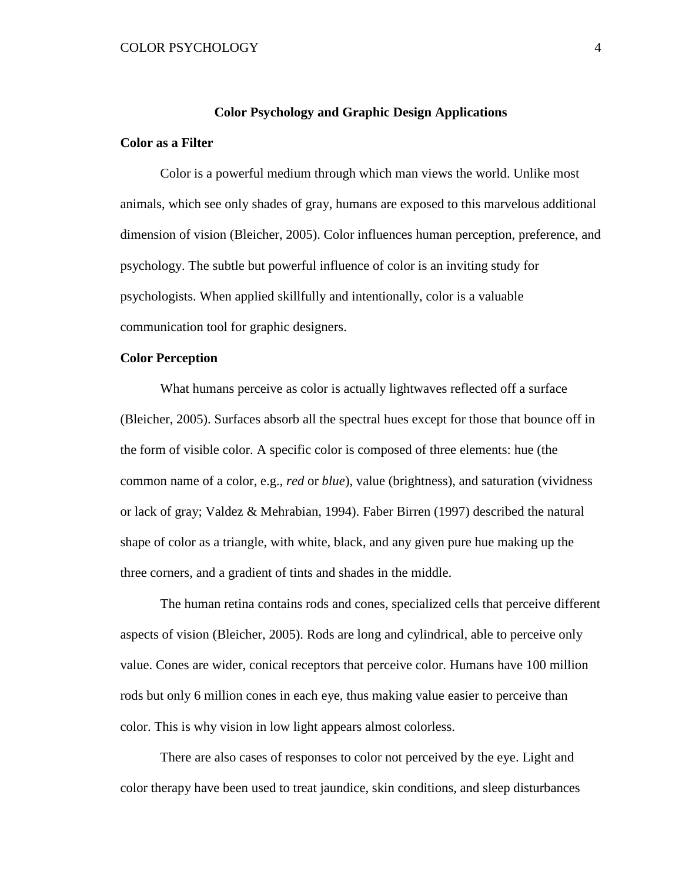# Color Psychology and Graphic Design Applications

## Color as a Filter

Color is a powerful medium through which man views the world. Unlike most animals, which see only shades of gray, humans are exposed to this marvelous additional dimension of vision (Bleicher, 2005). Color influences human perception, preference, and psychology. The subtle but powerful influence of color is an inviting study for psychologists. When applied skillfully and intentionally, color is a valuable communication tool for graphic designers.

## Color Perception

What humans perceive as color is actually lightwaves reflected off a surface (Bleicher, 2005). Surfaces absorb all the spectral hues except for those that bounce off in the form of visible color. A specific color is composed of three elements: hue (the common name of a color, e.g., *red* or *blue*), value (brightness), and saturation (vividness or lack of gray; Valdez & Mehrabian, 1994). Faber Birren (1997) described the natural shape of color as a triangle, with white, black, and any given pure hue making up the three corners, and a gradient of tints and shades in the middle.

The human retina contains rods and cones, specialized cells that perceive different aspects of vision (Bleicher, 2005). Rods are long and cylindrical, able to perceive only value. Cones are wider, conical receptors that perceive color. Humans have 100 million rods but only 6 million cones in each eye, thus making value easier to perceive than color. This is why vision in low light appears almost colorless.

There are also cases of responses to color not perceived by the eye. Light and color therapy have been used to treat jaundice, skin conditions, and sleep disturbances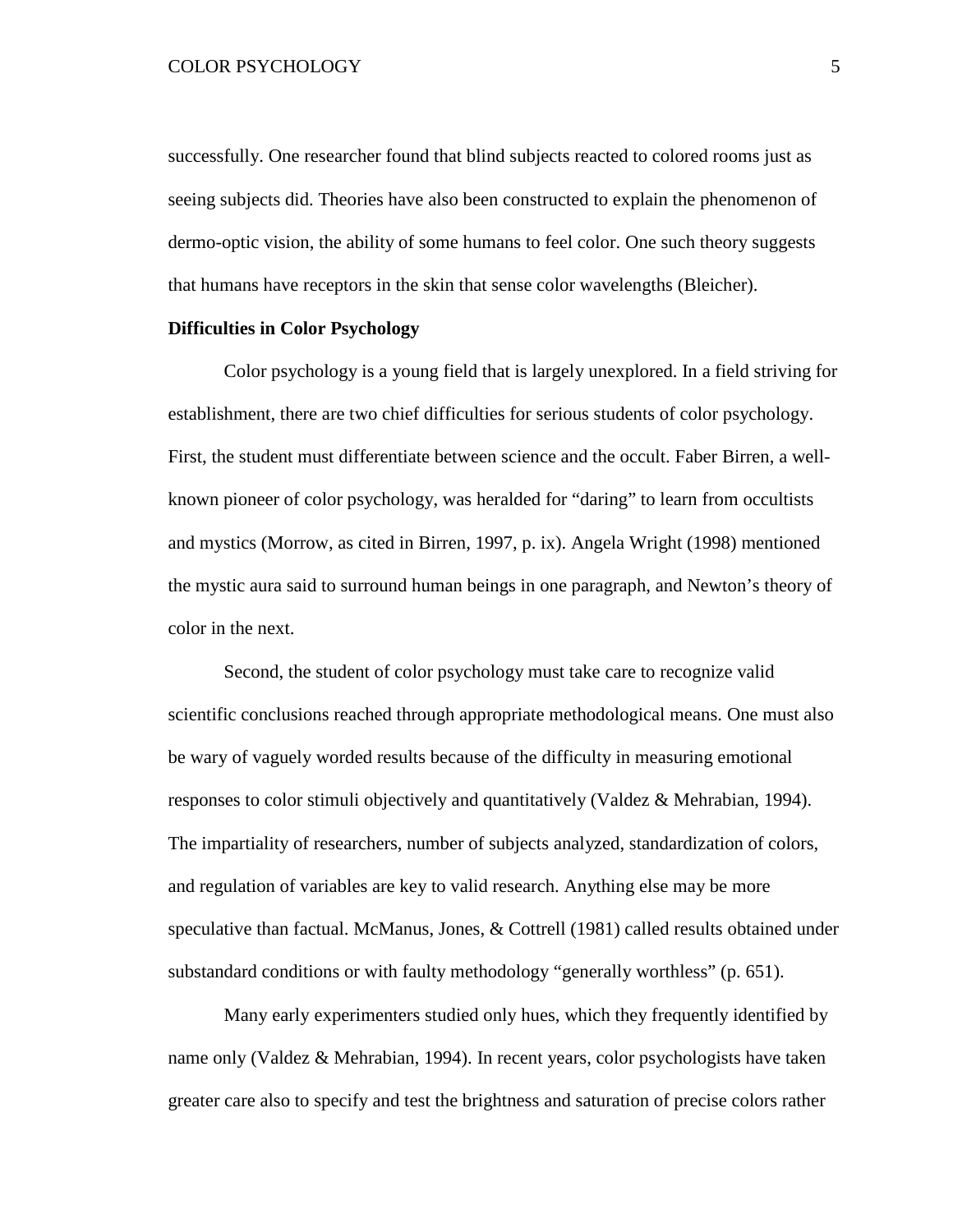successfully. One researcher found that blind subjects reacted to colored rooms just as seeing subjects did. Theories have also been constructed to explain the phenomenon of dermo-optic vision, the ability of some humans to feel color. One such theory suggests that humans have receptors in the skin that sense color wavelengths (Bleicher).

**Difficulties in Color Psychology**

Color psychology is a young field that is largely unexplored. In a field striving for establishment, there are two chief difficulties for serious students of color psychology. First, the student must differentiate between science and the occult. Faber Birren, a well-known pioneer of color psychology, was heralded for "daring" to learn from occultists and mystics (Morrow, as cited in Birren, 1997, p. ix). Angela Wright (1998) mentioned the mystic aura said to surround human beings in one paragraph, and Newton's theory of color in the next.

Second, the student of color psychology must take care to recognize valid scientific conclusions reached through appropriate methodological means. One must also be wary of vaguely worded results because of the difficulty in measuring emotional responses to color stimuli objectively and quantitatively (Valdez & Mehrabian, 1994). The impartiality of researchers, number of subjects analyzed, standardization of colors, and regulation of variables are key to valid research. Anything else may be more speculative than factual. McManus, Jones, & Cottrell (1981) called results obtained under substandard conditions or with faulty methodology "generally worthless" (p. 651).

Many early experimenters studied only hues, which they frequently identified by name only (Valdez & Mehrabian, 1994). In recent years, color psychologists have taken greater care also to specify and test the brightness and saturation of precise colors rather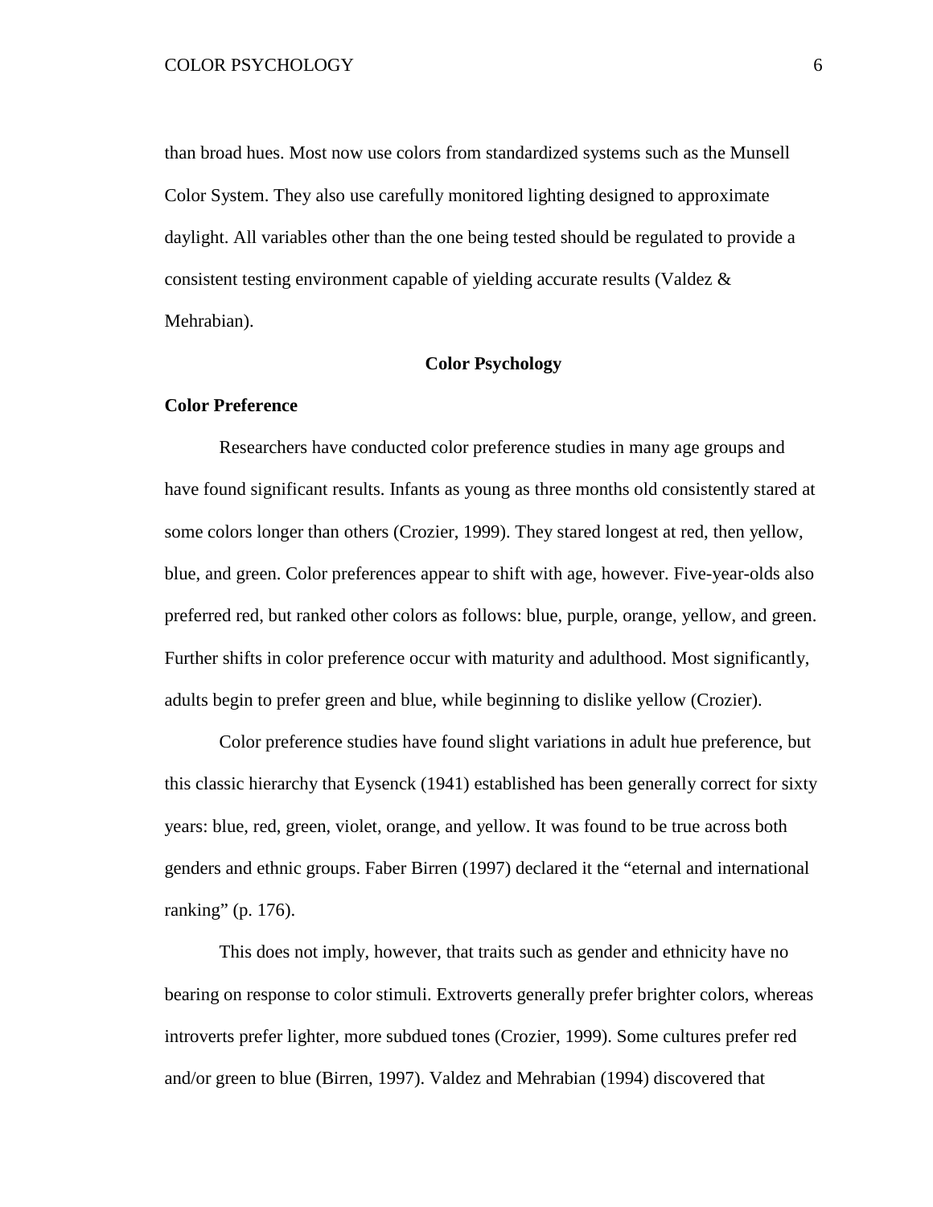than broad hues. Most now use colors from standardized systems such as the Munsell Color System. They also use carefully monitored lighting designed to approximate daylight. All variables other than the one being tested should be regulated to provide a consistent testing environment capable of yielding accurate results (Valdez & Mehrabian).

## Color Psychology

### Color Preference

Researchers have conducted color preference studies in many age groups and have found significant results. Infants as young as three months old consistently stared at some colors longer than others (Crozier, 1999). They stared longest at red, then yellow, blue, and green. Color preferences appear to shift with age, however. Five-year-olds also preferred red, but ranked other colors as follows: blue, purple, orange, yellow, and green. Further shifts in color preference occur with maturity and adulthood. Most significantly, adults begin to prefer green and blue, while beginning to dislike yellow (Crozier).

Color preference studies have found slight variations in adult hue preference, but this classic hierarchy that Eysenck (1941) established has been generally correct for sixty years: blue, red, green, violet, orange, and yellow. It was found to be true across both genders and ethnic groups. Faber Birren (1997) declared it the "eternal and international ranking" (p. 176).

This does not imply, however, that traits such as gender and ethnicity have no bearing on response to color stimuli. Extroverts generally prefer brighter colors, whereas introverts prefer lighter, more subdued tones (Crozier, 1999). Some cultures prefer red and/or green to blue (Birren, 1997). Valdez and Mehrabian (1994) discovered that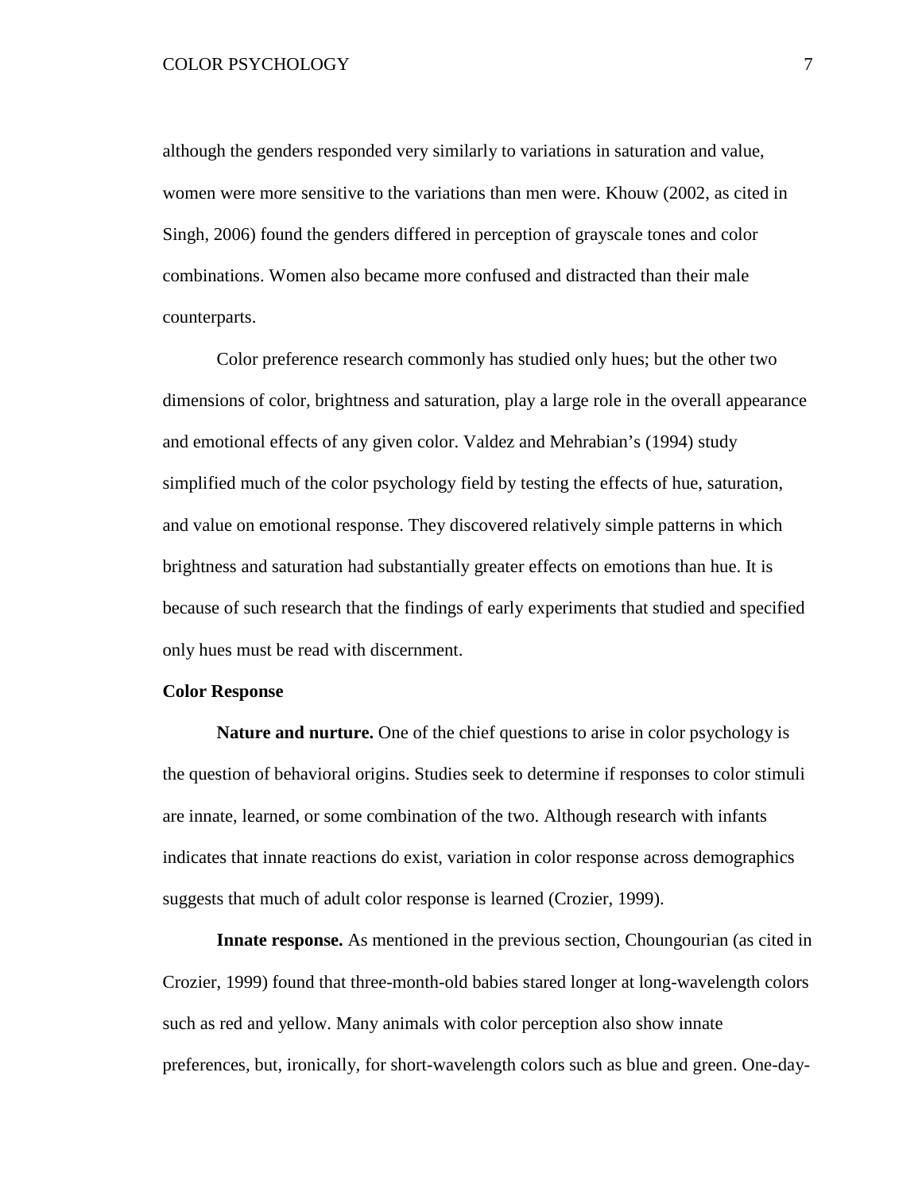although the genders responded very similarly to variations in saturation and value, women were more sensitive to the variations than men were. Khouw (2002, as cited in Singh, 2006) found the genders differed in perception of grayscale tones and color combinations. Women also became more confused and distracted than their male counterparts.

Color preference research commonly has studied only hues; but the other two dimensions of color, brightness and saturation, play a large role in the overall appearance and emotional effects of any given color. Valdez and Mehrabian's (1994) study simplified much of the color psychology field by testing the effects of hue, saturation, and value on emotional response. They discovered relatively simple patterns in which brightness and saturation had substantially greater effects on emotions than hue. It is because of such research that the findings of early experiments that studied and specified only hues must be read with discernment.

**Color Response**

**Nature and nurture.** One of the chief questions to arise in color psychology is the question of behavioral origins. Studies seek to determine if responses to color stimuli are innate, learned, or some combination of the two. Although research with infants indicates that innate reactions do exist, variation in color response across demographics suggests that much of adult color response is learned (Crozier, 1999).

**Innate response.** As mentioned in the previous section, Choungourian (as cited in Crozier, 1999) found that three-month-old babies stared longer at long-wavelength colors such as red and yellow. Many animals with color perception also show innate preferences, but, ironically, for short-wavelength colors such as blue and green. One-day-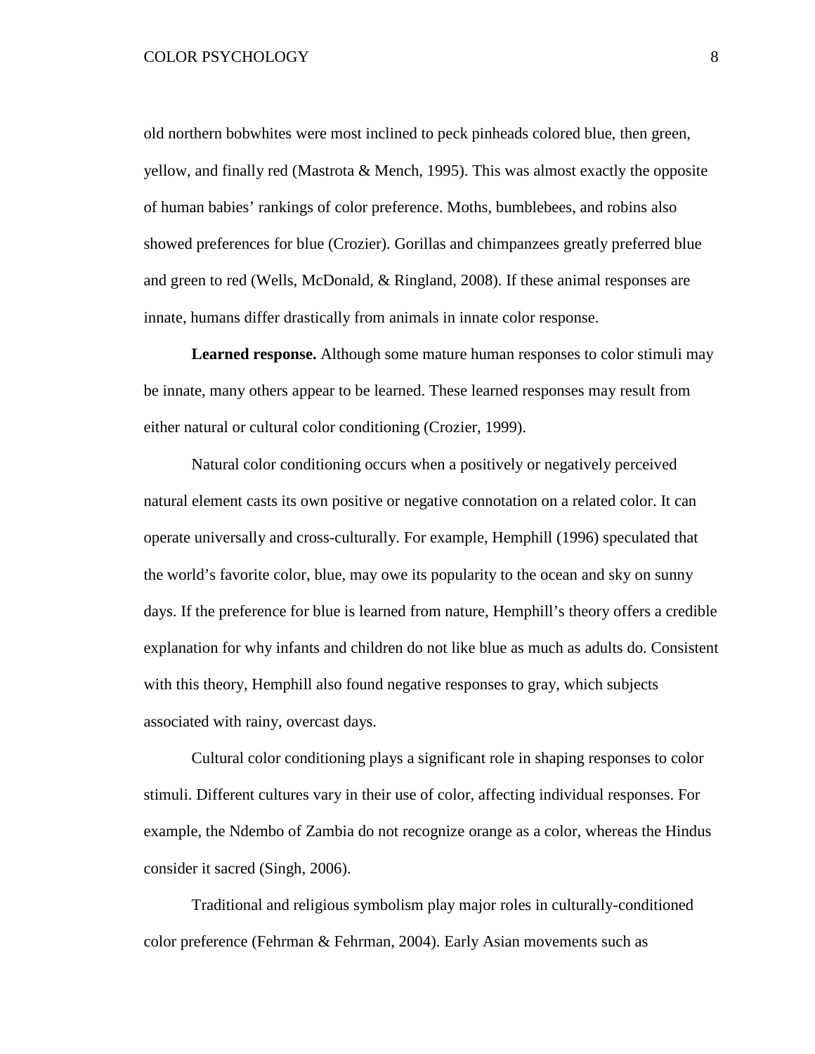old northern bobwhites were most inclined to peck pinheads colored blue, then green, yellow, and finally red (Mastrota & Mench, 1995). This was almost exactly the opposite of human babies' rankings of color preference. Moths, bumblebees, and robins also showed preferences for blue (Crozier). Gorillas and chimpanzees greatly preferred blue and green to red (Wells, McDonald, & Ringland, 2008). If these animal responses are innate, humans differ drastically from animals in innate color response.

**Learned response.** Although some mature human responses to color stimuli may be innate, many others appear to be learned. These learned responses may result from either natural or cultural color conditioning (Crozier, 1999).

Natural color conditioning occurs when a positively or negatively perceived natural element casts its own positive or negative connotation on a related color. It can operate universally and cross-culturally. For example, Hemphill (1996) speculated that the world's favorite color, blue, may owe its popularity to the ocean and sky on sunny days. If the preference for blue is learned from nature, Hemphill's theory offers a credible explanation for why infants and children do not like blue as much as adults do. Consistent with this theory, Hemphill also found negative responses to gray, which subjects associated with rainy, overcast days.

Cultural color conditioning plays a significant role in shaping responses to color stimuli. Different cultures vary in their use of color, affecting individual responses. For example, the Ndembo of Zambia do not recognize orange as a color, whereas the Hindus consider it sacred (Singh, 2006).

Traditional and religious symbolism play major roles in culturally-conditioned color preference (Fehrman & Fehrman, 2004). Early Asian movements such as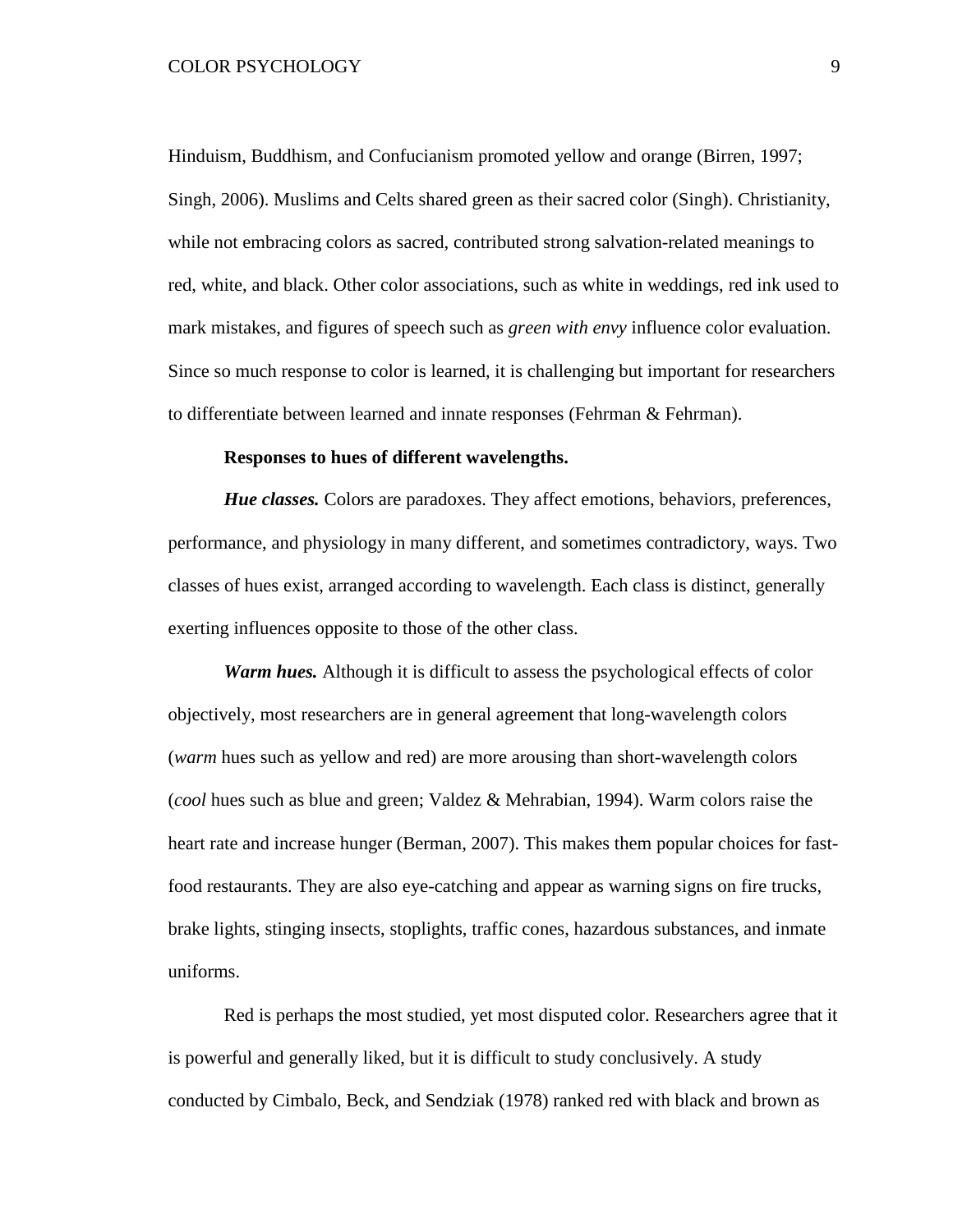Hinduism, Buddhism, and Confucianism promoted yellow and orange (Birren, 1997; Singh, 2006). Muslims and Celts shared green as their sacred color (Singh). Christianity, while not embracing colors as sacred, contributed strong salvation-related meanings to red, white, and black. Other color associations, such as white in weddings, red ink used to mark mistakes, and figures of speech such as *green with envy* influence color evaluation. Since so much response to color is learned, it is challenging but important for researchers to differentiate between learned and innate responses (Fehrman & Fehrman).

**Responses to hues of different wavelengths.**

***Hue classes.*** Colors are paradoxes. They affect emotions, behaviors, preferences, performance, and physiology in many different, and sometimes contradictory, ways. Two classes of hues exist, arranged according to wavelength. Each class is distinct, generally exerting influences opposite to those of the other class.

***Warm hues.*** Although it is difficult to assess the psychological effects of color objectively, most researchers are in general agreement that long-wavelength colors (*warm* hues such as yellow and red) are more arousing than short-wavelength colors (*cool* hues such as blue and green; Valdez & Mehrabian, 1994). Warm colors raise the heart rate and increase hunger (Berman, 2007). This makes them popular choices for fast-food restaurants. They are also eye-catching and appear as warning signs on fire trucks, brake lights, stinging insects, stoplights, traffic cones, hazardous substances, and inmate uniforms.

Red is perhaps the most studied, yet most disputed color. Researchers agree that it is powerful and generally liked, but it is difficult to study conclusively. A study conducted by Cimbalo, Beck, and Sendziak (1978) ranked red with black and brown as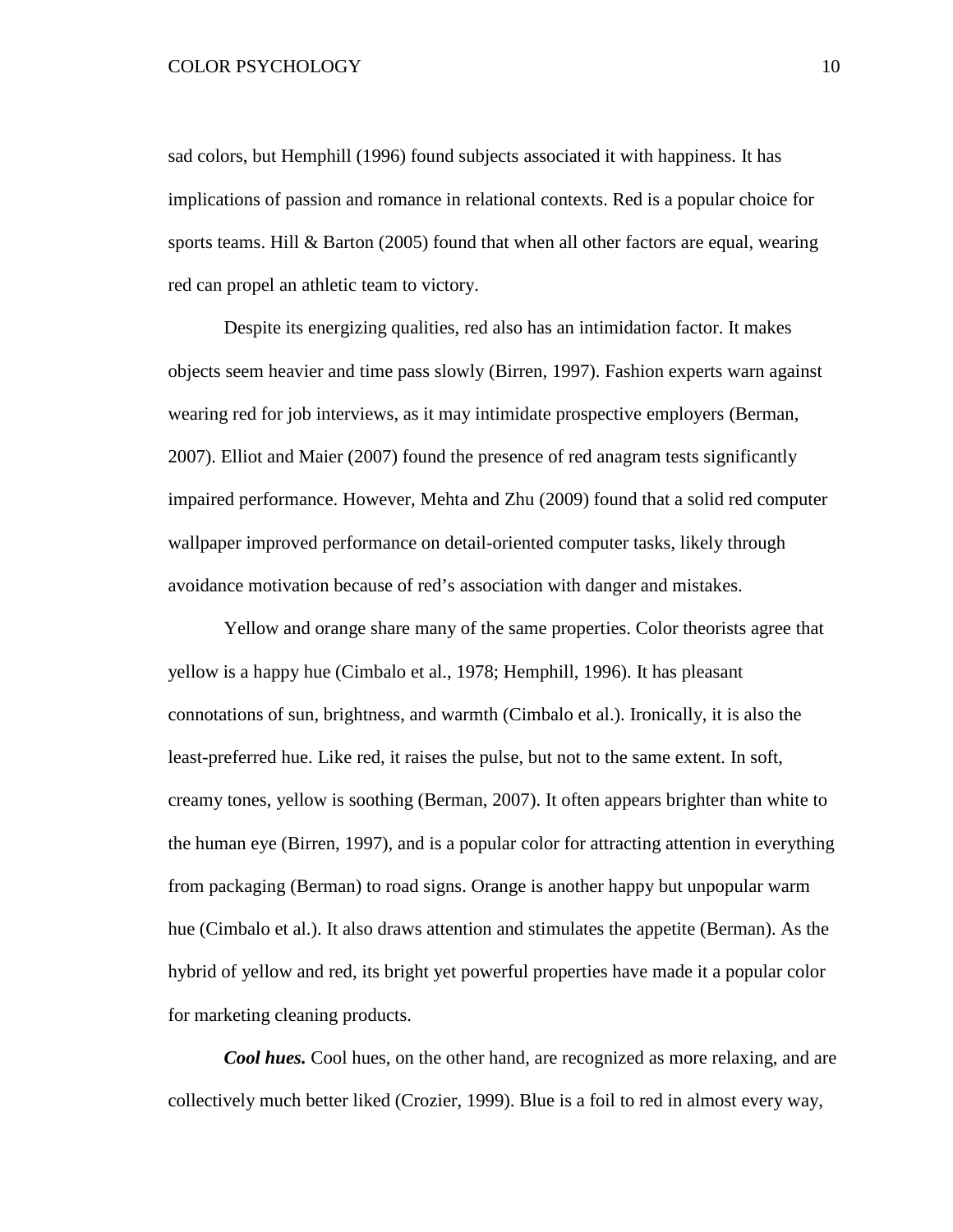sad colors, but Hemphill (1996) found subjects associated it with happiness. It has implications of passion and romance in relational contexts. Red is a popular choice for sports teams. Hill & Barton (2005) found that when all other factors are equal, wearing red can propel an athletic team to victory.

Despite its energizing qualities, red also has an intimidation factor. It makes objects seem heavier and time pass slowly (Birren, 1997). Fashion experts warn against wearing red for job interviews, as it may intimidate prospective employers (Berman, 2007). Elliot and Maier (2007) found the presence of red anagram tests significantly impaired performance. However, Mehta and Zhu (2009) found that a solid red computer wallpaper improved performance on detail-oriented computer tasks, likely through avoidance motivation because of red's association with danger and mistakes.

Yellow and orange share many of the same properties. Color theorists agree that yellow is a happy hue (Cimbalo et al., 1978; Hemphill, 1996). It has pleasant connotations of sun, brightness, and warmth (Cimbalo et al.). Ironically, it is also the least-preferred hue. Like red, it raises the pulse, but not to the same extent. In soft, creamy tones, yellow is soothing (Berman, 2007). It often appears brighter than white to the human eye (Birren, 1997), and is a popular color for attracting attention in everything from packaging (Berman) to road signs. Orange is another happy but unpopular warm hue (Cimbalo et al.). It also draws attention and stimulates the appetite (Berman). As the hybrid of yellow and red, its bright yet powerful properties have made it a popular color for marketing cleaning products.

***Cool hues.*** Cool hues, on the other hand, are recognized as more relaxing, and are collectively much better liked (Crozier, 1999). Blue is a foil to red in almost every way,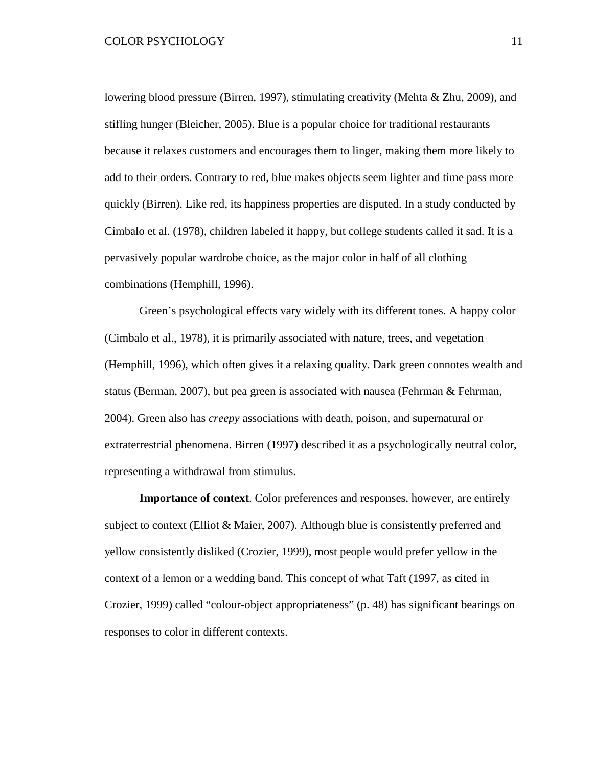lowering blood pressure (Birren, 1997), stimulating creativity (Mehta & Zhu, 2009), and stifling hunger (Bleicher, 2005). Blue is a popular choice for traditional restaurants because it relaxes customers and encourages them to linger, making them more likely to add to their orders. Contrary to red, blue makes objects seem lighter and time pass more quickly (Birren). Like red, its happiness properties are disputed. In a study conducted by Cimbalo et al. (1978), children labeled it happy, but college students called it sad. It is a pervasively popular wardrobe choice, as the major color in half of all clothing combinations (Hemphill, 1996).

Green's psychological effects vary widely with its different tones. A happy color (Cimbalo et al., 1978), it is primarily associated with nature, trees, and vegetation (Hemphill, 1996), which often gives it a relaxing quality. Dark green connotes wealth and status (Berman, 2007), but pea green is associated with nausea (Fehrman & Fehrman, 2004). Green also has *creepy* associations with death, poison, and supernatural or extraterrestrial phenomena. Birren (1997) described it as a psychologically neutral color, representing a withdrawal from stimulus.

**Importance of context**. Color preferences and responses, however, are entirely subject to context (Elliot & Maier, 2007). Although blue is consistently preferred and yellow consistently disliked (Crozier, 1999), most people would prefer yellow in the context of a lemon or a wedding band. This concept of what Taft (1997, as cited in Crozier, 1999) called "colour-object appropriateness" (p. 48) has significant bearings on responses to color in different contexts.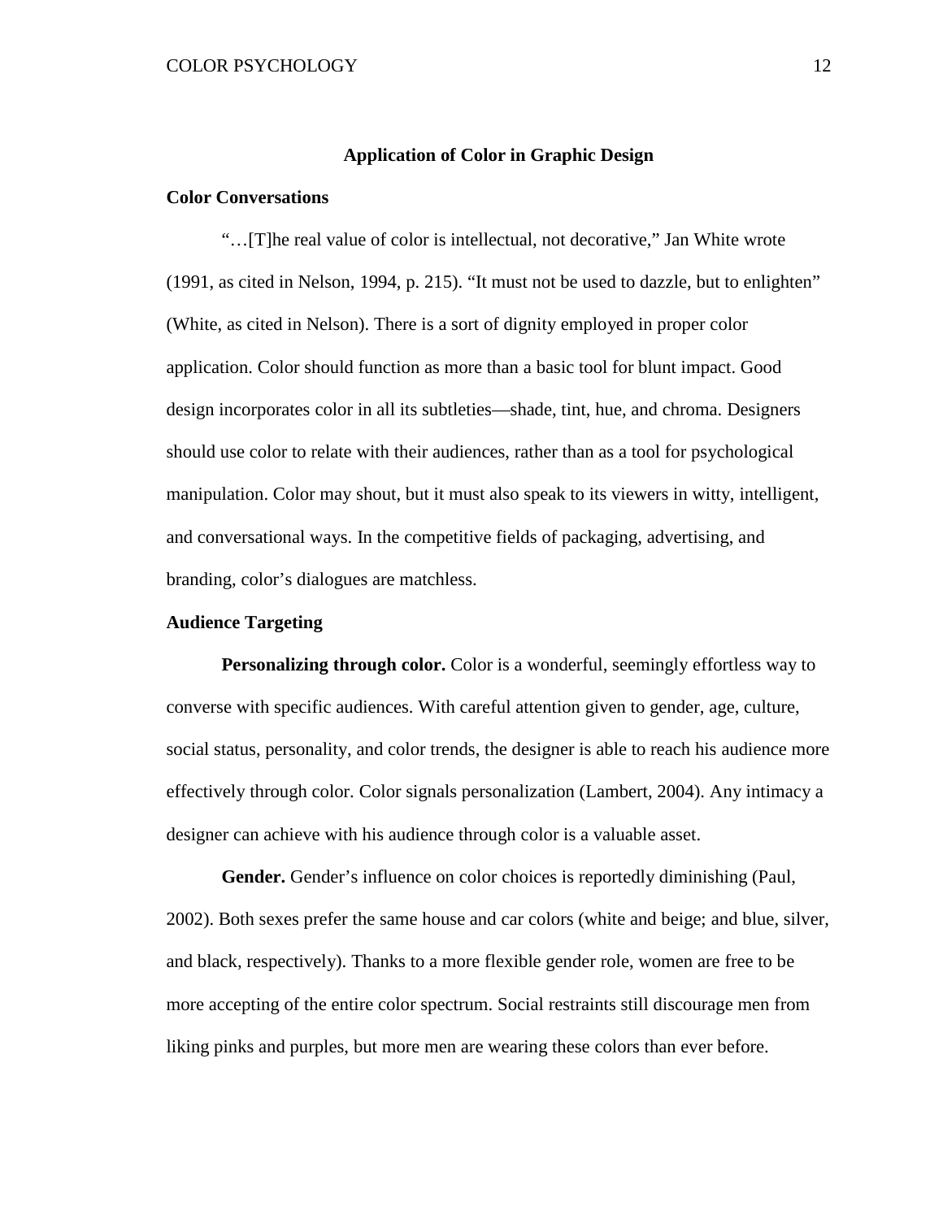## Application of Color in Graphic Design

### Color Conversations

"…[T]he real value of color is intellectual, not decorative," Jan White wrote (1991, as cited in Nelson, 1994, p. 215). "It must not be used to dazzle, but to enlighten" (White, as cited in Nelson). There is a sort of dignity employed in proper color application. Color should function as more than a basic tool for blunt impact. Good design incorporates color in all its subtleties—shade, tint, hue, and chroma. Designers should use color to relate with their audiences, rather than as a tool for psychological manipulation. Color may shout, but it must also speak to its viewers in witty, intelligent, and conversational ways. In the competitive fields of packaging, advertising, and branding, color's dialogues are matchless.

### Audience Targeting

**Personalizing through color.** Color is a wonderful, seemingly effortless way to converse with specific audiences. With careful attention given to gender, age, culture, social status, personality, and color trends, the designer is able to reach his audience more effectively through color. Color signals personalization (Lambert, 2004). Any intimacy a designer can achieve with his audience through color is a valuable asset.

**Gender.** Gender's influence on color choices is reportedly diminishing (Paul, 2002). Both sexes prefer the same house and car colors (white and beige; and blue, silver, and black, respectively). Thanks to a more flexible gender role, women are free to be more accepting of the entire color spectrum. Social restraints still discourage men from liking pinks and purples, but more men are wearing these colors than ever before.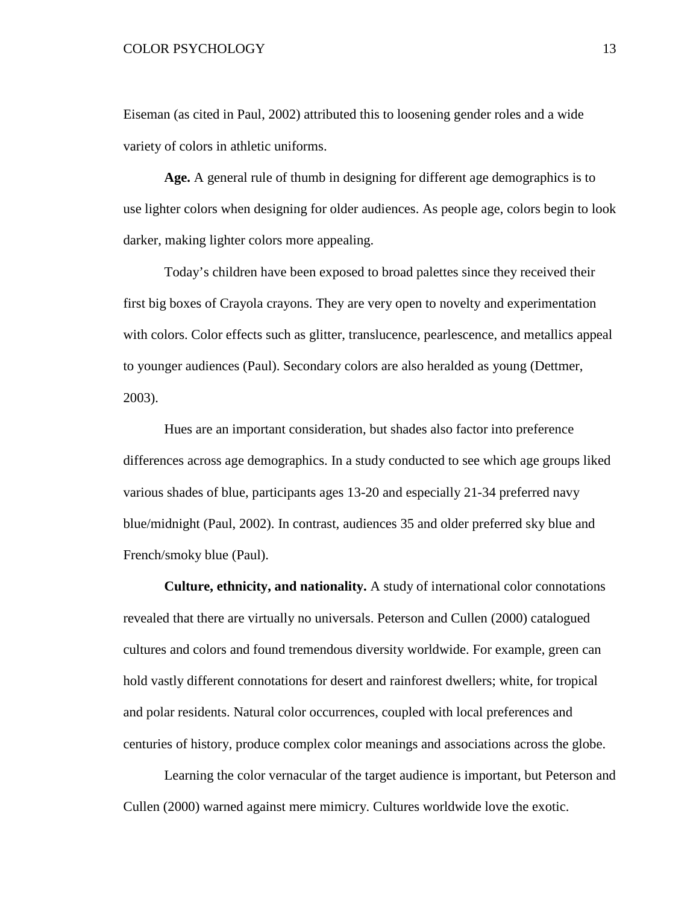Eiseman (as cited in Paul, 2002) attributed this to loosening gender roles and a wide variety of colors in athletic uniforms.

**Age.** A general rule of thumb in designing for different age demographics is to use lighter colors when designing for older audiences. As people age, colors begin to look darker, making lighter colors more appealing.

Today's children have been exposed to broad palettes since they received their first big boxes of Crayola crayons. They are very open to novelty and experimentation with colors. Color effects such as glitter, translucence, pearlescence, and metallics appeal to younger audiences (Paul). Secondary colors are also heralded as young (Dettmer, 2003).

Hues are an important consideration, but shades also factor into preference differences across age demographics. In a study conducted to see which age groups liked various shades of blue, participants ages 13-20 and especially 21-34 preferred navy blue/midnight (Paul, 2002). In contrast, audiences 35 and older preferred sky blue and French/smoky blue (Paul).

**Culture, ethnicity, and nationality.** A study of international color connotations revealed that there are virtually no universals. Peterson and Cullen (2000) catalogued cultures and colors and found tremendous diversity worldwide. For example, green can hold vastly different connotations for desert and rainforest dwellers; white, for tropical and polar residents. Natural color occurrences, coupled with local preferences and centuries of history, produce complex color meanings and associations across the globe.

Learning the color vernacular of the target audience is important, but Peterson and Cullen (2000) warned against mere mimicry. Cultures worldwide love the exotic.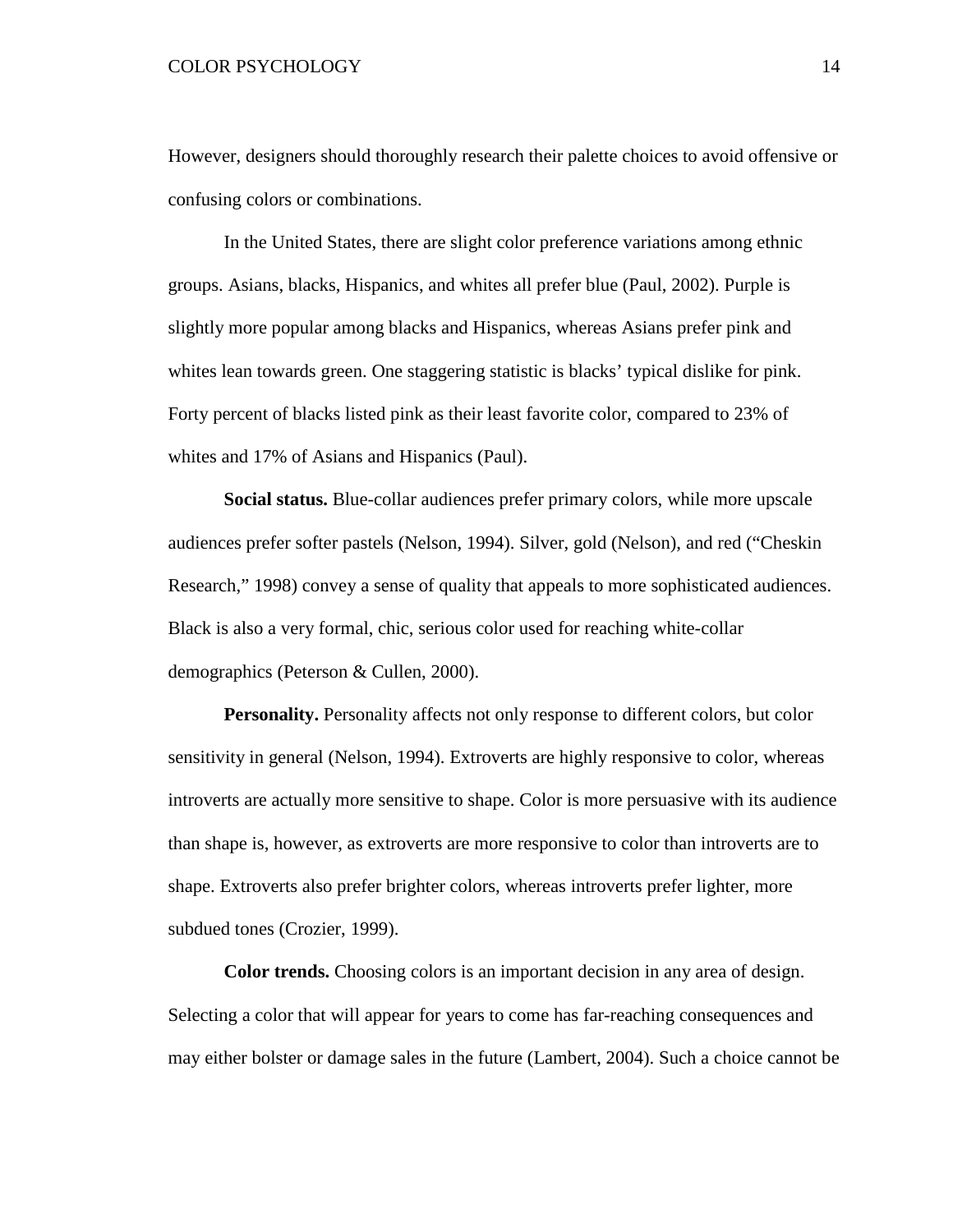However, designers should thoroughly research their palette choices to avoid offensive or confusing colors or combinations.

In the United States, there are slight color preference variations among ethnic groups. Asians, blacks, Hispanics, and whites all prefer blue (Paul, 2002). Purple is slightly more popular among blacks and Hispanics, whereas Asians prefer pink and whites lean towards green. One staggering statistic is blacks' typical dislike for pink. Forty percent of blacks listed pink as their least favorite color, compared to 23% of whites and 17% of Asians and Hispanics (Paul).

**Social status.** Blue-collar audiences prefer primary colors, while more upscale audiences prefer softer pastels (Nelson, 1994). Silver, gold (Nelson), and red ("Cheskin Research," 1998) convey a sense of quality that appeals to more sophisticated audiences. Black is also a very formal, chic, serious color used for reaching white-collar demographics (Peterson & Cullen, 2000).

**Personality.** Personality affects not only response to different colors, but color sensitivity in general (Nelson, 1994). Extroverts are highly responsive to color, whereas introverts are actually more sensitive to shape. Color is more persuasive with its audience than shape is, however, as extroverts are more responsive to color than introverts are to shape. Extroverts also prefer brighter colors, whereas introverts prefer lighter, more subdued tones (Crozier, 1999).

**Color trends.** Choosing colors is an important decision in any area of design. Selecting a color that will appear for years to come has far-reaching consequences and may either bolster or damage sales in the future (Lambert, 2004). Such a choice cannot be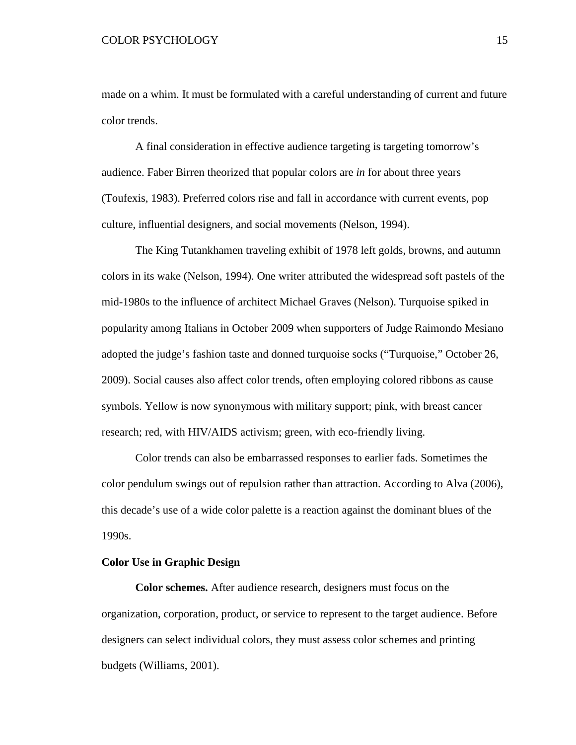made on a whim. It must be formulated with a careful understanding of current and future color trends.

A final consideration in effective audience targeting is targeting tomorrow's audience. Faber Birren theorized that popular colors are *in* for about three years (Toufexis, 1983). Preferred colors rise and fall in accordance with current events, pop culture, influential designers, and social movements (Nelson, 1994).

The King Tutankhamen traveling exhibit of 1978 left golds, browns, and autumn colors in its wake (Nelson, 1994). One writer attributed the widespread soft pastels of the mid-1980s to the influence of architect Michael Graves (Nelson). Turquoise spiked in popularity among Italians in October 2009 when supporters of Judge Raimondo Mesiano adopted the judge's fashion taste and donned turquoise socks ("Turquoise," October 26, 2009). Social causes also affect color trends, often employing colored ribbons as cause symbols. Yellow is now synonymous with military support; pink, with breast cancer research; red, with HIV/AIDS activism; green, with eco-friendly living.

Color trends can also be embarrassed responses to earlier fads. Sometimes the color pendulum swings out of repulsion rather than attraction. According to Alva (2006), this decade's use of a wide color palette is a reaction against the dominant blues of the 1990s.

## Color Use in Graphic Design

**Color schemes.** After audience research, designers must focus on the organization, corporation, product, or service to represent to the target audience. Before designers can select individual colors, they must assess color schemes and printing budgets (Williams, 2001).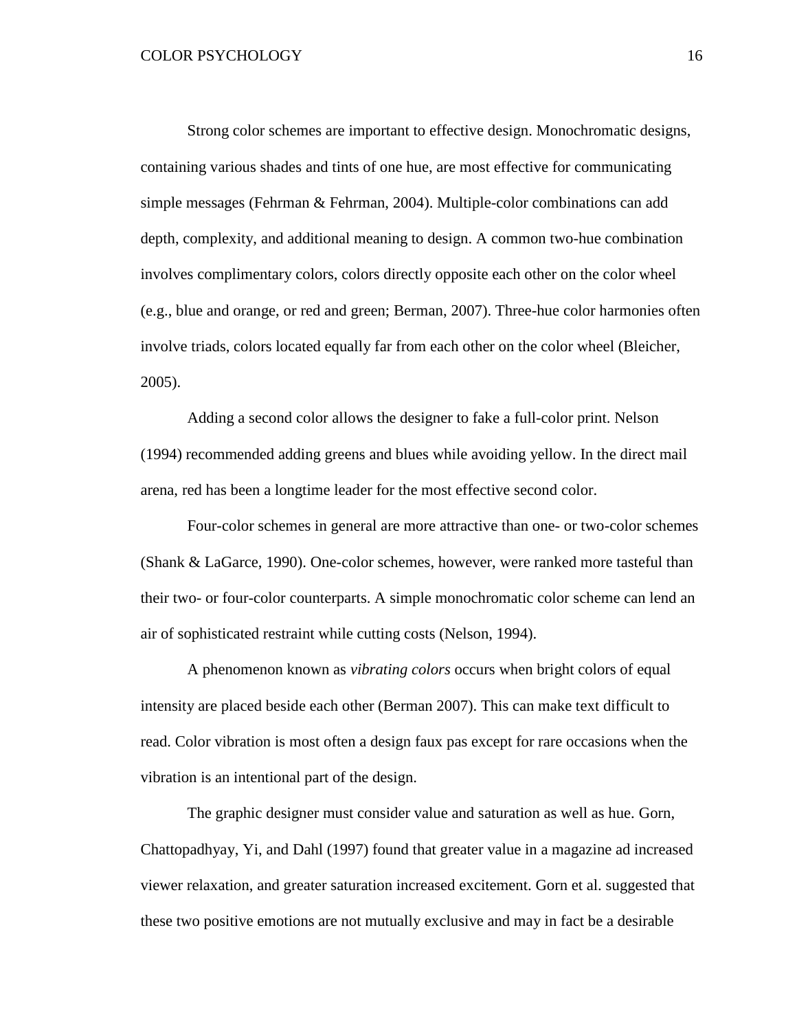Strong color schemes are important to effective design. Monochromatic designs, containing various shades and tints of one hue, are most effective for communicating simple messages (Fehrman & Fehrman, 2004). Multiple-color combinations can add depth, complexity, and additional meaning to design. A common two-hue combination involves complimentary colors, colors directly opposite each other on the color wheel (e.g., blue and orange, or red and green; Berman, 2007). Three-hue color harmonies often involve triads, colors located equally far from each other on the color wheel (Bleicher, 2005).

Adding a second color allows the designer to fake a full-color print. Nelson (1994) recommended adding greens and blues while avoiding yellow. In the direct mail arena, red has been a longtime leader for the most effective second color.

Four-color schemes in general are more attractive than one- or two-color schemes (Shank & LaGarce, 1990). One-color schemes, however, were ranked more tasteful than their two- or four-color counterparts. A simple monochromatic color scheme can lend an air of sophisticated restraint while cutting costs (Nelson, 1994).

A phenomenon known as *vibrating colors* occurs when bright colors of equal intensity are placed beside each other (Berman 2007). This can make text difficult to read. Color vibration is most often a design faux pas except for rare occasions when the vibration is an intentional part of the design.

The graphic designer must consider value and saturation as well as hue. Gorn, Chattopadhyay, Yi, and Dahl (1997) found that greater value in a magazine ad increased viewer relaxation, and greater saturation increased excitement. Gorn et al. suggested that these two positive emotions are not mutually exclusive and may in fact be a desirable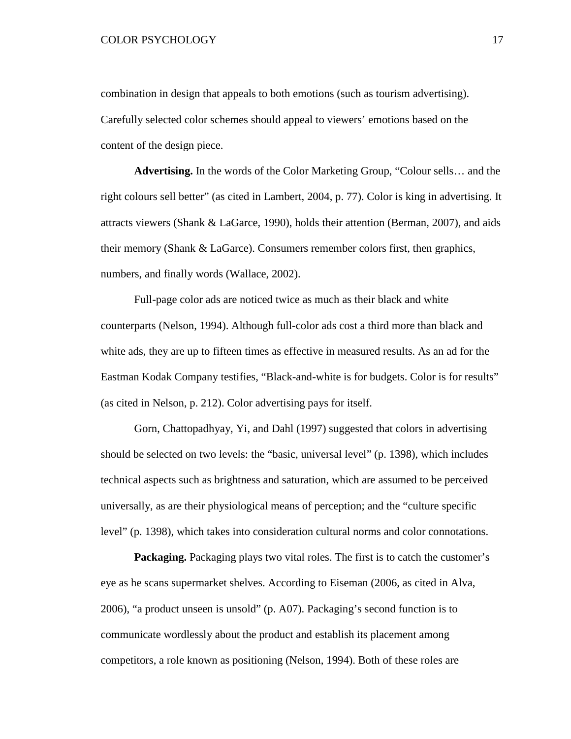combination in design that appeals to both emotions (such as tourism advertising). Carefully selected color schemes should appeal to viewers' emotions based on the content of the design piece.

**Advertising.** In the words of the Color Marketing Group, "Colour sells… and the right colours sell better" (as cited in Lambert, 2004, p. 77). Color is king in advertising. It attracts viewers (Shank & LaGarce, 1990), holds their attention (Berman, 2007), and aids their memory (Shank & LaGarce). Consumers remember colors first, then graphics, numbers, and finally words (Wallace, 2002).

Full-page color ads are noticed twice as much as their black and white counterparts (Nelson, 1994). Although full-color ads cost a third more than black and white ads, they are up to fifteen times as effective in measured results. As an ad for the Eastman Kodak Company testifies, "Black-and-white is for budgets. Color is for results" (as cited in Nelson, p. 212). Color advertising pays for itself.

Gorn, Chattopadhyay, Yi, and Dahl (1997) suggested that colors in advertising should be selected on two levels: the "basic, universal level" (p. 1398), which includes technical aspects such as brightness and saturation, which are assumed to be perceived universally, as are their physiological means of perception; and the "culture specific level" (p. 1398), which takes into consideration cultural norms and color connotations.

**Packaging.** Packaging plays two vital roles. The first is to catch the customer's eye as he scans supermarket shelves. According to Eiseman (2006, as cited in Alva, 2006), "a product unseen is unsold" (p. A07). Packaging's second function is to communicate wordlessly about the product and establish its placement among competitors, a role known as positioning (Nelson, 1994). Both of these roles are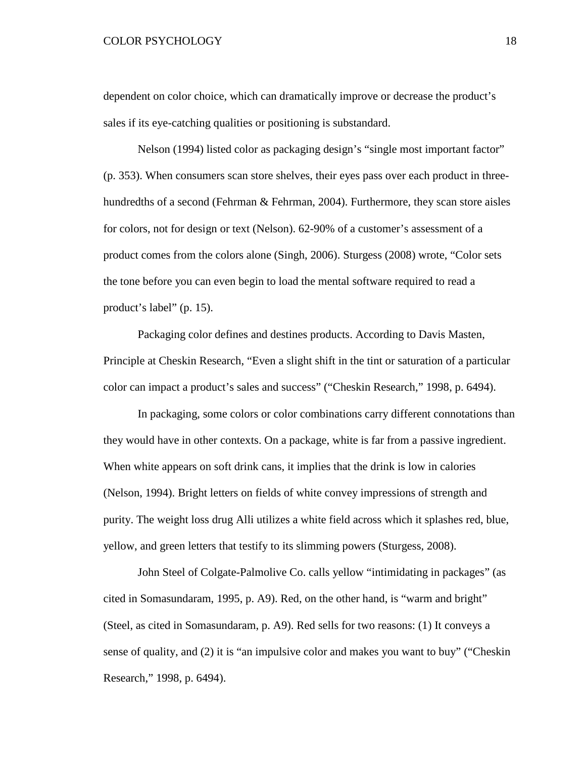dependent on color choice, which can dramatically improve or decrease the product's sales if its eye-catching qualities or positioning is substandard.

Nelson (1994) listed color as packaging design's "single most important factor" (p. 353). When consumers scan store shelves, their eyes pass over each product in three-hundredths of a second (Fehrman & Fehrman, 2004). Furthermore, they scan store aisles for colors, not for design or text (Nelson). 62-90% of a customer's assessment of a product comes from the colors alone (Singh, 2006). Sturgess (2008) wrote, "Color sets the tone before you can even begin to load the mental software required to read a product's label" (p. 15).

Packaging color defines and destines products. According to Davis Masten, Principle at Cheskin Research, "Even a slight shift in the tint or saturation of a particular color can impact a product's sales and success" ("Cheskin Research," 1998, p. 6494).

In packaging, some colors or color combinations carry different connotations than they would have in other contexts. On a package, white is far from a passive ingredient. When white appears on soft drink cans, it implies that the drink is low in calories (Nelson, 1994). Bright letters on fields of white convey impressions of strength and purity. The weight loss drug Alli utilizes a white field across which it splashes red, blue, yellow, and green letters that testify to its slimming powers (Sturgess, 2008).

John Steel of Colgate-Palmolive Co. calls yellow "intimidating in packages" (as cited in Somasundaram, 1995, p. A9). Red, on the other hand, is "warm and bright" (Steel, as cited in Somasundaram, p. A9). Red sells for two reasons: (1) It conveys a sense of quality, and (2) it is "an impulsive color and makes you want to buy" ("Cheskin Research," 1998, p. 6494).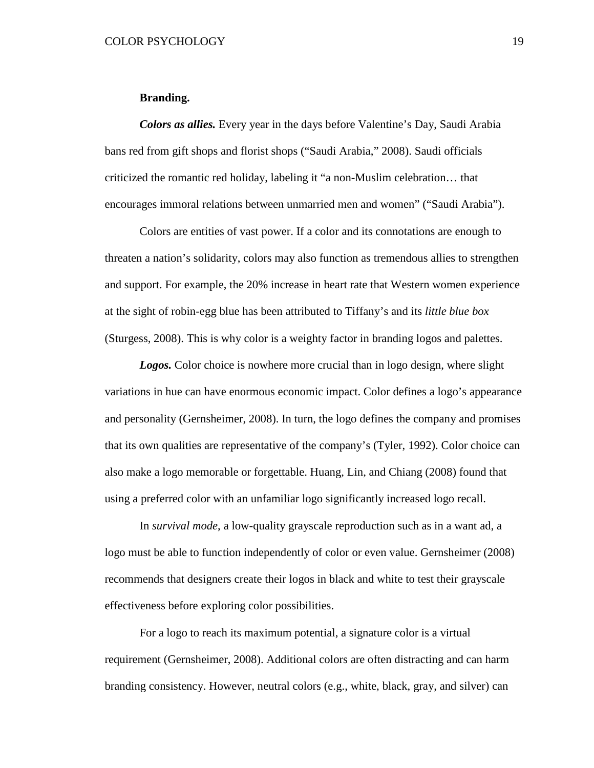**Branding.**

***Colors as allies.*** Every year in the days before Valentine's Day, Saudi Arabia bans red from gift shops and florist shops ("Saudi Arabia," 2008). Saudi officials criticized the romantic red holiday, labeling it "a non-Muslim celebration… that encourages immoral relations between unmarried men and women" ("Saudi Arabia").

Colors are entities of vast power. If a color and its connotations are enough to threaten a nation's solidarity, colors may also function as tremendous allies to strengthen and support. For example, the 20% increase in heart rate that Western women experience at the sight of robin-egg blue has been attributed to Tiffany's and its *little blue box* (Sturgess, 2008). This is why color is a weighty factor in branding logos and palettes.

***Logos.*** Color choice is nowhere more crucial than in logo design, where slight variations in hue can have enormous economic impact. Color defines a logo's appearance and personality (Gernsheimer, 2008). In turn, the logo defines the company and promises that its own qualities are representative of the company's (Tyler, 1992). Color choice can also make a logo memorable or forgettable. Huang, Lin, and Chiang (2008) found that using a preferred color with an unfamiliar logo significantly increased logo recall.

In *survival mode*, a low-quality grayscale reproduction such as in a want ad, a logo must be able to function independently of color or even value. Gernsheimer (2008) recommends that designers create their logos in black and white to test their grayscale effectiveness before exploring color possibilities.

For a logo to reach its maximum potential, a signature color is a virtual requirement (Gernsheimer, 2008). Additional colors are often distracting and can harm branding consistency. However, neutral colors (e.g., white, black, gray, and silver) can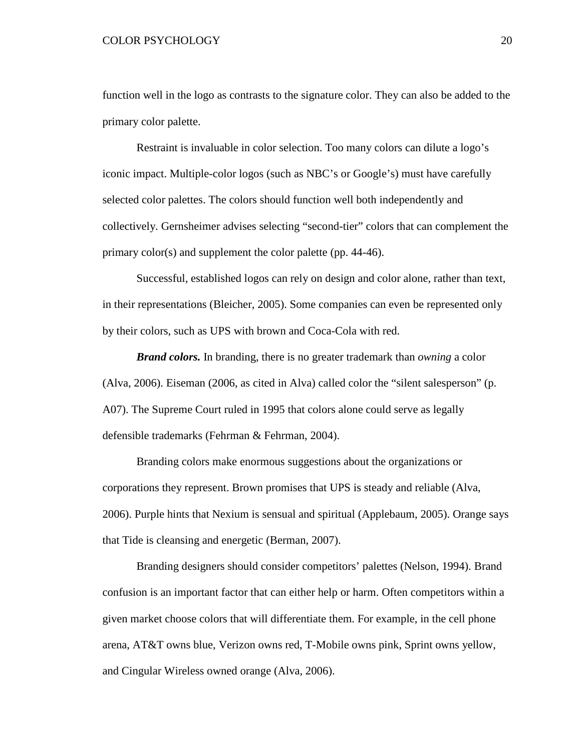function well in the logo as contrasts to the signature color. They can also be added to the primary color palette.

Restraint is invaluable in color selection. Too many colors can dilute a logo's iconic impact. Multiple-color logos (such as NBC's or Google's) must have carefully selected color palettes. The colors should function well both independently and collectively. Gernsheimer advises selecting "second-tier" colors that can complement the primary color(s) and supplement the color palette (pp. 44-46).

Successful, established logos can rely on design and color alone, rather than text, in their representations (Bleicher, 2005). Some companies can even be represented only by their colors, such as UPS with brown and Coca-Cola with red.

***Brand colors.*** In branding, there is no greater trademark than *owning* a color (Alva, 2006). Eiseman (2006, as cited in Alva) called color the "silent salesperson" (p. A07). The Supreme Court ruled in 1995 that colors alone could serve as legally defensible trademarks (Fehrman & Fehrman, 2004).

Branding colors make enormous suggestions about the organizations or corporations they represent. Brown promises that UPS is steady and reliable (Alva, 2006). Purple hints that Nexium is sensual and spiritual (Applebaum, 2005). Orange says that Tide is cleansing and energetic (Berman, 2007).

Branding designers should consider competitors' palettes (Nelson, 1994). Brand confusion is an important factor that can either help or harm. Often competitors within a given market choose colors that will differentiate them. For example, in the cell phone arena, AT&T owns blue, Verizon owns red, T-Mobile owns pink, Sprint owns yellow, and Cingular Wireless owned orange (Alva, 2006).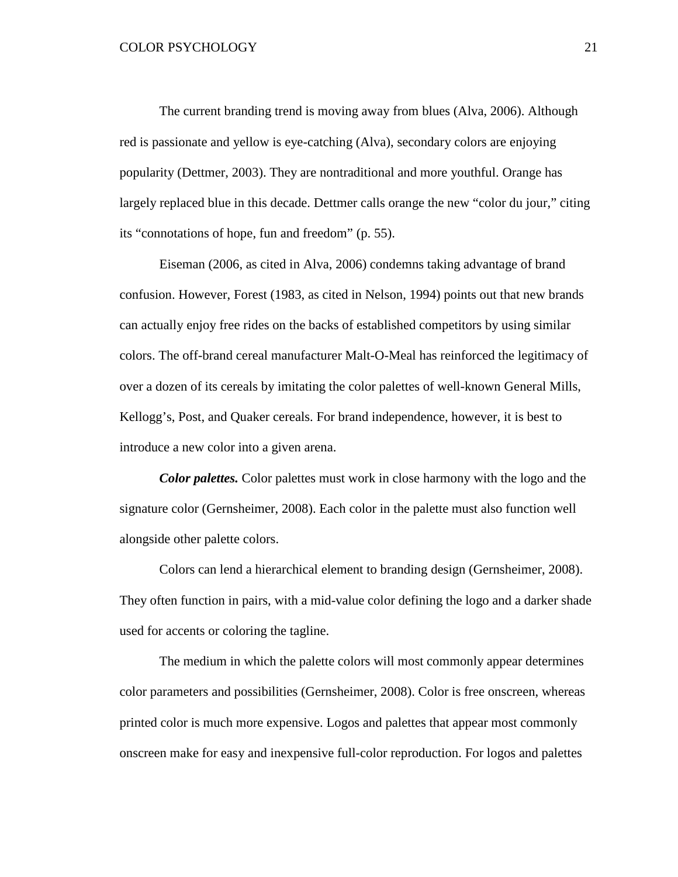The current branding trend is moving away from blues (Alva, 2006). Although red is passionate and yellow is eye-catching (Alva), secondary colors are enjoying popularity (Dettmer, 2003). They are nontraditional and more youthful. Orange has largely replaced blue in this decade. Dettmer calls orange the new "color du jour," citing its "connotations of hope, fun and freedom" (p. 55).

Eiseman (2006, as cited in Alva, 2006) condemns taking advantage of brand confusion. However, Forest (1983, as cited in Nelson, 1994) points out that new brands can actually enjoy free rides on the backs of established competitors by using similar colors. The off-brand cereal manufacturer Malt-O-Meal has reinforced the legitimacy of over a dozen of its cereals by imitating the color palettes of well-known General Mills, Kellogg's, Post, and Quaker cereals. For brand independence, however, it is best to introduce a new color into a given arena.

***Color palettes.*** Color palettes must work in close harmony with the logo and the signature color (Gernsheimer, 2008). Each color in the palette must also function well alongside other palette colors.

Colors can lend a hierarchical element to branding design (Gernsheimer, 2008). They often function in pairs, with a mid-value color defining the logo and a darker shade used for accents or coloring the tagline.

The medium in which the palette colors will most commonly appear determines color parameters and possibilities (Gernsheimer, 2008). Color is free onscreen, whereas printed color is much more expensive. Logos and palettes that appear most commonly onscreen make for easy and inexpensive full-color reproduction. For logos and palettes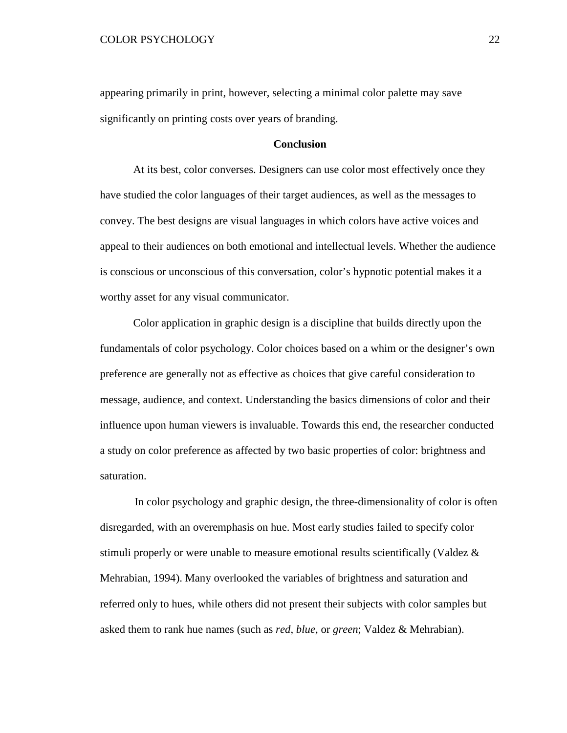appearing primarily in print, however, selecting a minimal color palette may save significantly on printing costs over years of branding.

## Conclusion

At its best, color converses. Designers can use color most effectively once they have studied the color languages of their target audiences, as well as the messages to convey. The best designs are visual languages in which colors have active voices and appeal to their audiences on both emotional and intellectual levels. Whether the audience is conscious or unconscious of this conversation, color's hypnotic potential makes it a worthy asset for any visual communicator.

Color application in graphic design is a discipline that builds directly upon the fundamentals of color psychology. Color choices based on a whim or the designer's own preference are generally not as effective as choices that give careful consideration to message, audience, and context. Understanding the basics dimensions of color and their influence upon human viewers is invaluable. Towards this end, the researcher conducted a study on color preference as affected by two basic properties of color: brightness and saturation.

In color psychology and graphic design, the three-dimensionality of color is often disregarded, with an overemphasis on hue. Most early studies failed to specify color stimuli properly or were unable to measure emotional results scientifically (Valdez & Mehrabian, 1994). Many overlooked the variables of brightness and saturation and referred only to hues, while others did not present their subjects with color samples but asked them to rank hue names (such as *red*, *blue*, or *green*; Valdez & Mehrabian).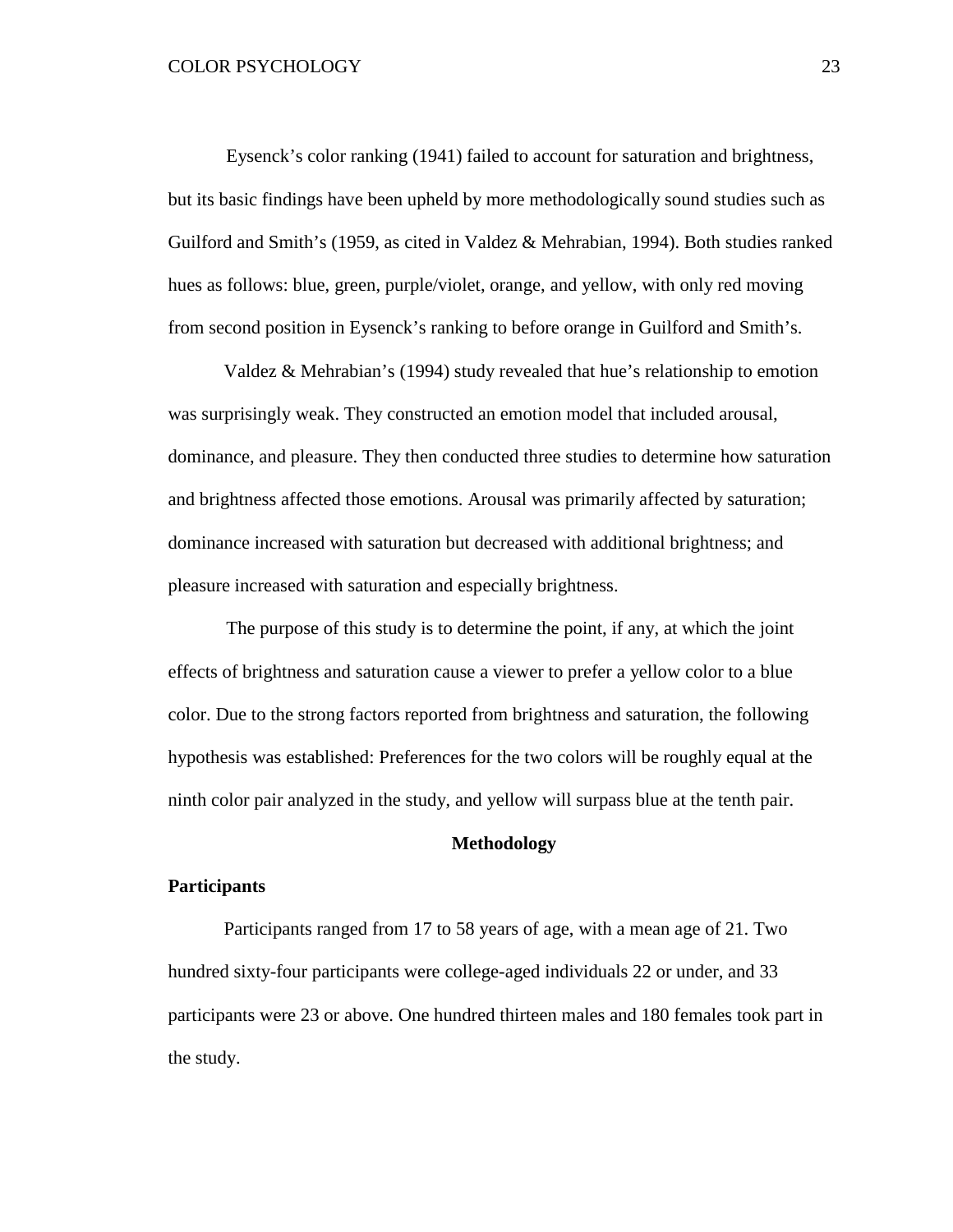Eysenck's color ranking (1941) failed to account for saturation and brightness, but its basic findings have been upheld by more methodologically sound studies such as Guilford and Smith's (1959, as cited in Valdez & Mehrabian, 1994). Both studies ranked hues as follows: blue, green, purple/violet, orange, and yellow, with only red moving from second position in Eysenck's ranking to before orange in Guilford and Smith's.

Valdez & Mehrabian's (1994) study revealed that hue's relationship to emotion was surprisingly weak. They constructed an emotion model that included arousal, dominance, and pleasure. They then conducted three studies to determine how saturation and brightness affected those emotions. Arousal was primarily affected by saturation; dominance increased with saturation but decreased with additional brightness; and pleasure increased with saturation and especially brightness.

The purpose of this study is to determine the point, if any, at which the joint effects of brightness and saturation cause a viewer to prefer a yellow color to a blue color. Due to the strong factors reported from brightness and saturation, the following hypothesis was established: Preferences for the two colors will be roughly equal at the ninth color pair analyzed in the study, and yellow will surpass blue at the tenth pair.

## Methodology

### Participants

Participants ranged from 17 to 58 years of age, with a mean age of 21. Two hundred sixty-four participants were college-aged individuals 22 or under, and 33 participants were 23 or above. One hundred thirteen males and 180 females took part in the study.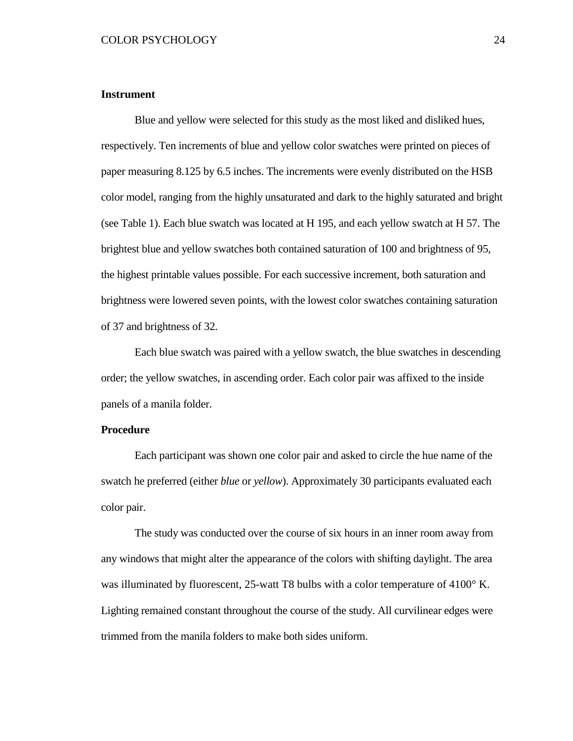**Instrument**

Blue and yellow were selected for this study as the most liked and disliked hues, respectively. Ten increments of blue and yellow color swatches were printed on pieces of paper measuring 8.125 by 6.5 inches. The increments were evenly distributed on the HSB color model, ranging from the highly unsaturated and dark to the highly saturated and bright (see Table 1). Each blue swatch was located at H 195, and each yellow swatch at H 57. The brightest blue and yellow swatches both contained saturation of 100 and brightness of 95, the highest printable values possible. For each successive increment, both saturation and brightness were lowered seven points, with the lowest color swatches containing saturation of 37 and brightness of 32.

Each blue swatch was paired with a yellow swatch, the blue swatches in descending order; the yellow swatches, in ascending order. Each color pair was affixed to the inside panels of a manila folder.

**Procedure**

Each participant was shown one color pair and asked to circle the hue name of the swatch he preferred (either *blue* or *yellow*). Approximately 30 participants evaluated each color pair.

The study was conducted over the course of six hours in an inner room away from any windows that might alter the appearance of the colors with shifting daylight. The area was illuminated by fluorescent, 25-watt T8 bulbs with a color temperature of 4100° K. Lighting remained constant throughout the course of the study. All curvilinear edges were trimmed from the manila folders to make both sides uniform.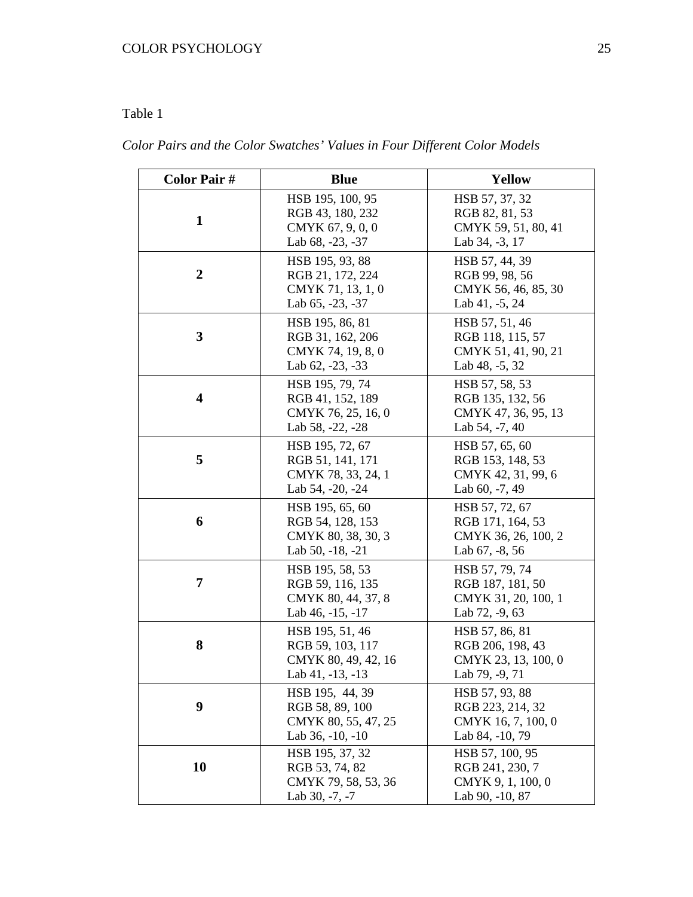Table 1

*Color Pairs and the Color Swatches' Values in Four Different Color Models*

| Color Pair # | Blue | Yellow |
|---|---|---|
| **1** | HSB 195, 100, 95<br>RGB 43, 180, 232<br>CMYK 67, 9, 0, 0<br>Lab 68, -23, -37 | HSB 57, 37, 32<br>RGB 82, 81, 53<br>CMYK 59, 51, 80, 41<br>Lab 34, -3, 17 |
| **2** | HSB 195, 93, 88<br>RGB 21, 172, 224<br>CMYK 71, 13, 1, 0<br>Lab 65, -23, -37 | HSB 57, 44, 39<br>RGB 99, 98, 56<br>CMYK 56, 46, 85, 30<br>Lab 41, -5, 24 |
| **3** | HSB 195, 86, 81<br>RGB 31, 162, 206<br>CMYK 74, 19, 8, 0<br>Lab 62, -23, -33 | HSB 57, 51, 46<br>RGB 118, 115, 57<br>CMYK 51, 41, 90, 21<br>Lab 48, -5, 32 |
| **4** | HSB 195, 79, 74<br>RGB 41, 152, 189<br>CMYK 76, 25, 16, 0<br>Lab 58, -22, -28 | HSB 57, 58, 53<br>RGB 135, 132, 56<br>CMYK 47, 36, 95, 13<br>Lab 54, -7, 40 |
| **5** | HSB 195, 72, 67<br>RGB 51, 141, 171<br>CMYK 78, 33, 24, 1<br>Lab 54, -20, -24 | HSB 57, 65, 60<br>RGB 153, 148, 53<br>CMYK 42, 31, 99, 6<br>Lab 60, -7, 49 |
| **6** | HSB 195, 65, 60<br>RGB 54, 128, 153<br>CMYK 80, 38, 30, 3<br>Lab 50, -18, -21 | HSB 57, 72, 67<br>RGB 171, 164, 53<br>CMYK 36, 26, 100, 2<br>Lab 67, -8, 56 |
| **7** | HSB 195, 58, 53<br>RGB 59, 116, 135<br>CMYK 80, 44, 37, 8<br>Lab 46, -15, -17 | HSB 57, 79, 74<br>RGB 187, 181, 50<br>CMYK 31, 20, 100, 1<br>Lab 72, -9, 63 |
| **8** | HSB 195, 51, 46<br>RGB 59, 103, 117<br>CMYK 80, 49, 42, 16<br>Lab 41, -13, -13 | HSB 57, 86, 81<br>RGB 206, 198, 43<br>CMYK 23, 13, 100, 0<br>Lab 79, -9, 71 |
| **9** | HSB 195, 44, 39<br>RGB 58, 89, 100<br>CMYK 80, 55, 47, 25<br>Lab 36, -10, -10 | HSB 57, 93, 88<br>RGB 223, 214, 32<br>CMYK 16, 7, 100, 0<br>Lab 84, -10, 79 |
| **10** | HSB 195, 37, 32<br>RGB 53, 74, 82<br>CMYK 79, 58, 53, 36<br>Lab 30, -7, -7 | HSB 57, 100, 95<br>RGB 241, 230, 7<br>CMYK 9, 1, 100, 0<br>Lab 90, -10, 87 |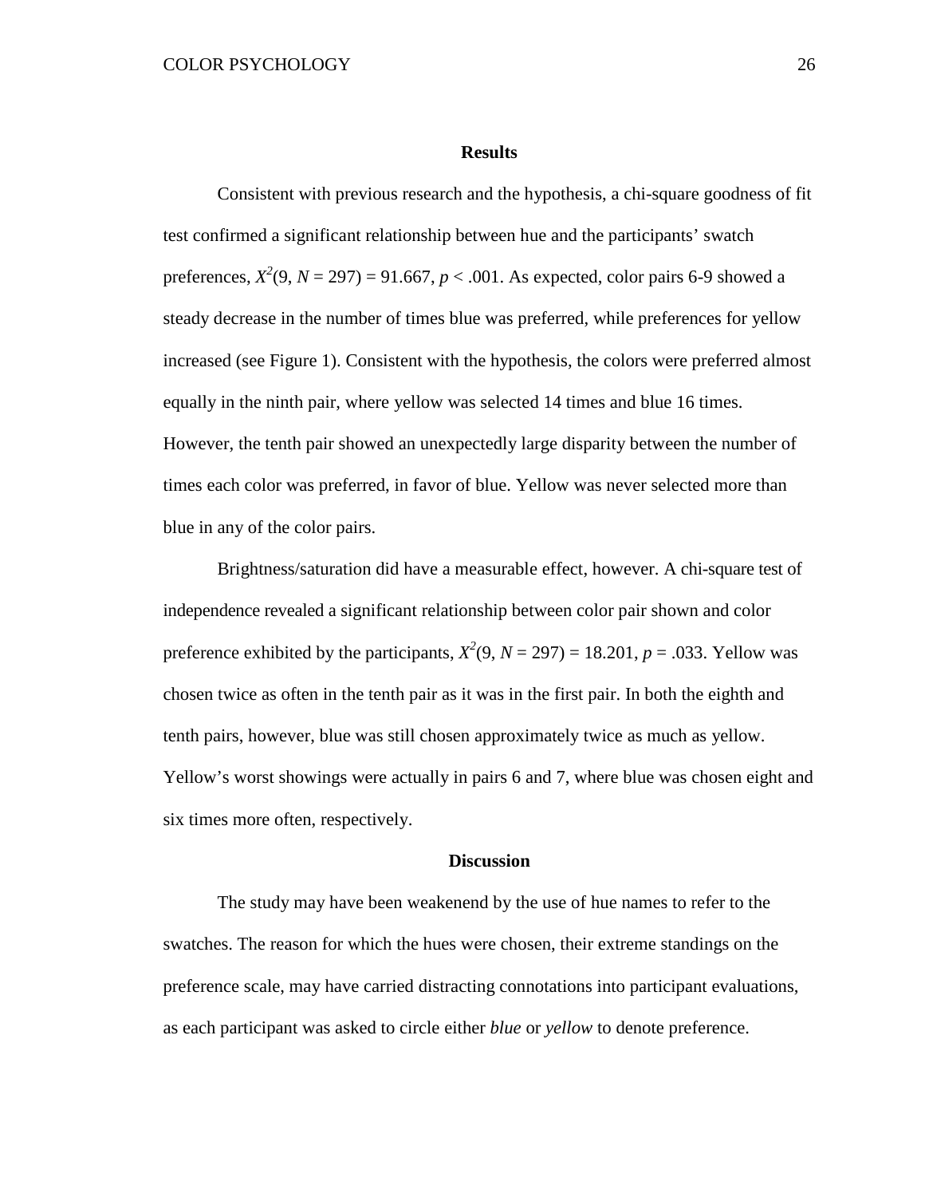## Results

Consistent with previous research and the hypothesis, a chi-square goodness of fit test confirmed a significant relationship between hue and the participants' swatch preferences, $X^2(9, N = 297) = 91.667$, $p < .001$. As expected, color pairs 6-9 showed a steady decrease in the number of times blue was preferred, while preferences for yellow increased (see Figure 1). Consistent with the hypothesis, the colors were preferred almost equally in the ninth pair, where yellow was selected 14 times and blue 16 times. However, the tenth pair showed an unexpectedly large disparity between the number of times each color was preferred, in favor of blue. Yellow was never selected more than blue in any of the color pairs.

Brightness/saturation did have a measurable effect, however. A chi-square test of independence revealed a significant relationship between color pair shown and color preference exhibited by the participants, $X^2(9, N = 297) = 18.201$, $p = .033$. Yellow was chosen twice as often in the tenth pair as it was in the first pair. In both the eighth and tenth pairs, however, blue was still chosen approximately twice as much as yellow. Yellow's worst showings were actually in pairs 6 and 7, where blue was chosen eight and six times more often, respectively.

## Discussion

The study may have been weakenend by the use of hue names to refer to the swatches. The reason for which the hues were chosen, their extreme standings on the preference scale, may have carried distracting connotations into participant evaluations, as each participant was asked to circle either *blue* or *yellow* to denote preference.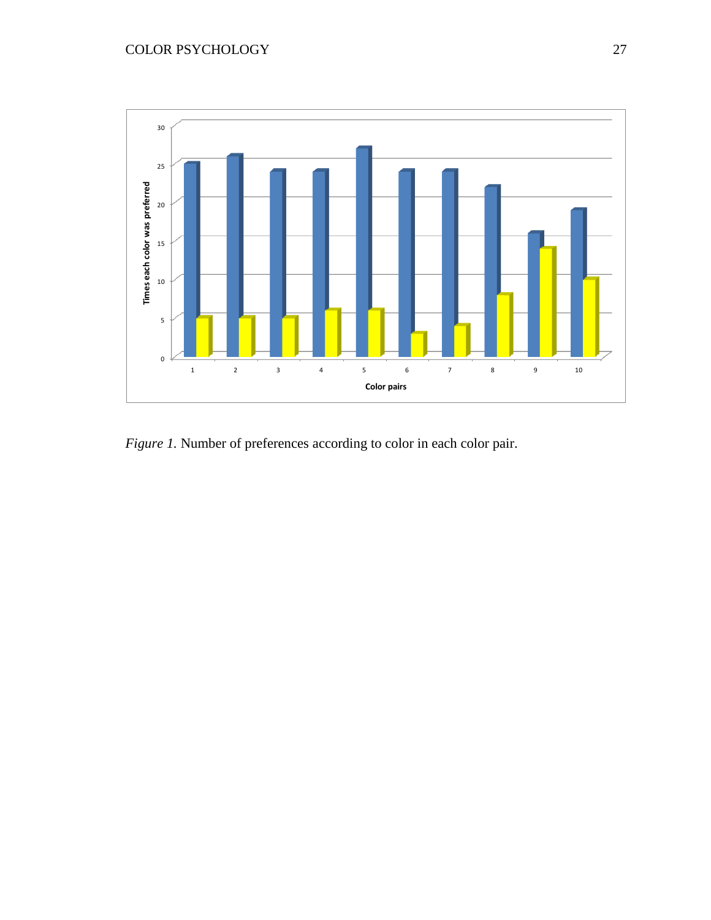*Figure 1.* Number of preferences according to color in each color pair.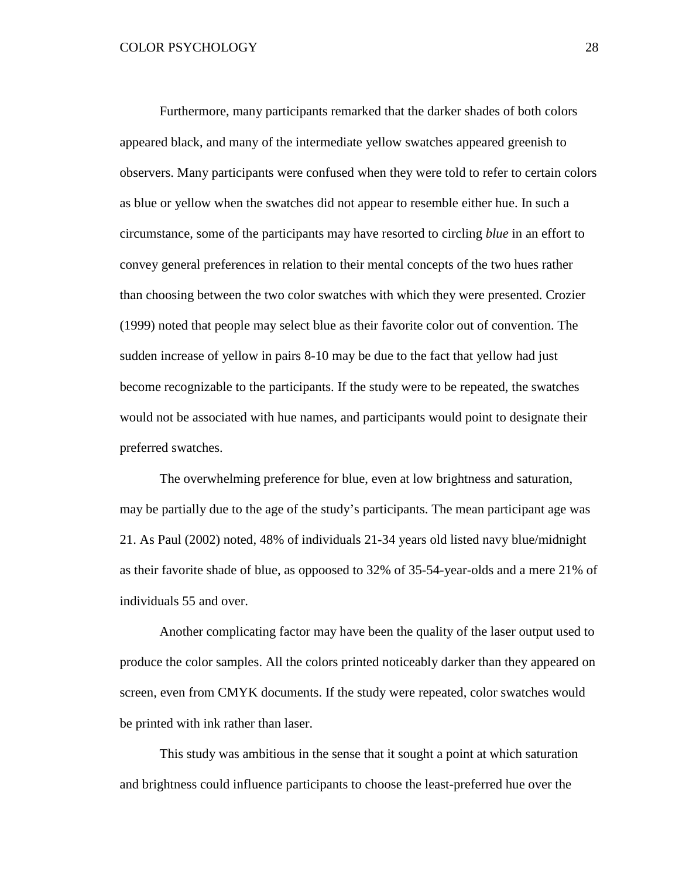Furthermore, many participants remarked that the darker shades of both colors appeared black, and many of the intermediate yellow swatches appeared greenish to observers. Many participants were confused when they were told to refer to certain colors as blue or yellow when the swatches did not appear to resemble either hue. In such a circumstance, some of the participants may have resorted to circling *blue* in an effort to convey general preferences in relation to their mental concepts of the two hues rather than choosing between the two color swatches with which they were presented. Crozier (1999) noted that people may select blue as their favorite color out of convention. The sudden increase of yellow in pairs 8-10 may be due to the fact that yellow had just become recognizable to the participants. If the study were to be repeated, the swatches would not be associated with hue names, and participants would point to designate their preferred swatches.

The overwhelming preference for blue, even at low brightness and saturation, may be partially due to the age of the study's participants. The mean participant age was 21. As Paul (2002) noted, 48% of individuals 21-34 years old listed navy blue/midnight as their favorite shade of blue, as oppoosed to 32% of 35-54-year-olds and a mere 21% of individuals 55 and over.

Another complicating factor may have been the quality of the laser output used to produce the color samples. All the colors printed noticeably darker than they appeared on screen, even from CMYK documents. If the study were repeated, color swatches would be printed with ink rather than laser.

This study was ambitious in the sense that it sought a point at which saturation and brightness could influence participants to choose the least-preferred hue over the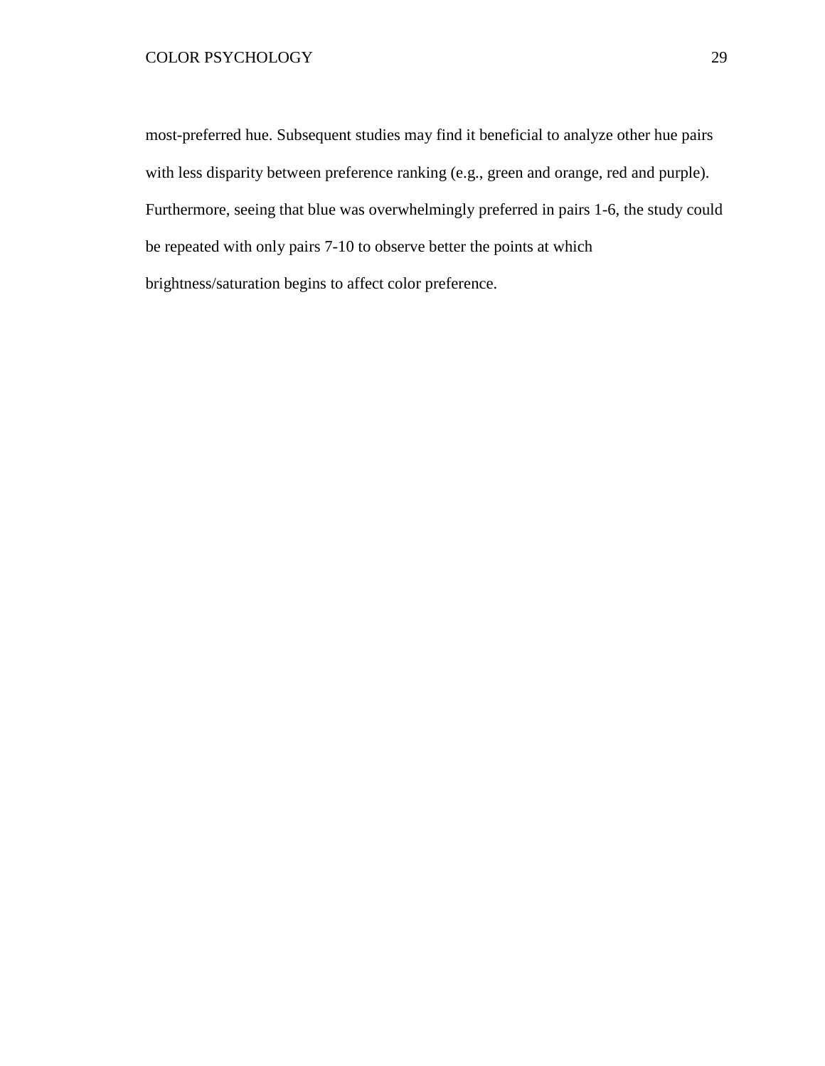most-preferred hue. Subsequent studies may find it beneficial to analyze other hue pairs with less disparity between preference ranking (e.g., green and orange, red and purple). Furthermore, seeing that blue was overwhelmingly preferred in pairs 1-6, the study could be repeated with only pairs 7-10 to observe better the points at which brightness/saturation begins to affect color preference.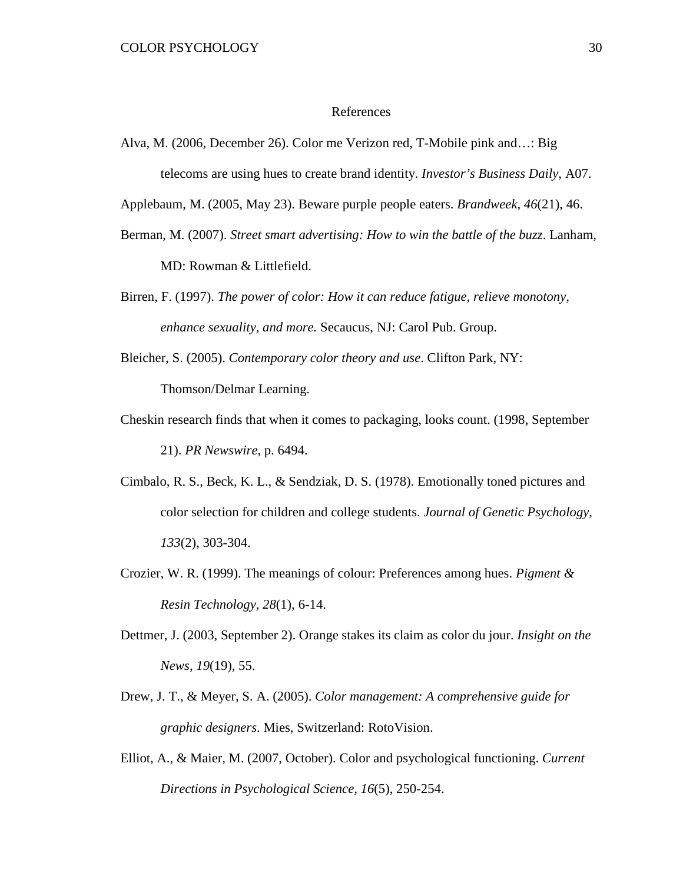# References

Alva, M. (2006, December 26). Color me Verizon red, T-Mobile pink and…: Big telecoms are using hues to create brand identity. *Investor's Business Daily*, A07.

Applebaum, M. (2005, May 23). Beware purple people eaters. *Brandweek*, *46*(21), 46.

Berman, M. (2007). *Street smart advertising: How to win the battle of the buzz*. Lanham, MD: Rowman & Littlefield.

Birren, F. (1997). *The power of color: How it can reduce fatigue, relieve monotony, enhance sexuality, and more.* Secaucus, NJ: Carol Pub. Group.

Bleicher, S. (2005). *Contemporary color theory and use*. Clifton Park, NY: Thomson/Delmar Learning.

Cheskin research finds that when it comes to packaging, looks count. (1998, September 21). *PR Newswire*, p. 6494.

Cimbalo, R. S., Beck, K. L., & Sendziak, D. S. (1978). Emotionally toned pictures and color selection for children and college students. *Journal of Genetic Psychology*, *133*(2), 303-304.

Crozier, W. R. (1999). The meanings of colour: Preferences among hues. *Pigment & Resin Technology*, *28*(1), 6-14.

Dettmer, J. (2003, September 2). Orange stakes its claim as color du jour. *Insight on the News*, *19*(19), 55.

Drew, J. T., & Meyer, S. A. (2005). *Color management: A comprehensive guide for graphic designers*. Mies, Switzerland: RotoVision.

Elliot, A., & Maier, M. (2007, October). Color and psychological functioning. *Current Directions in Psychological Science*, *16*(5), 250-254.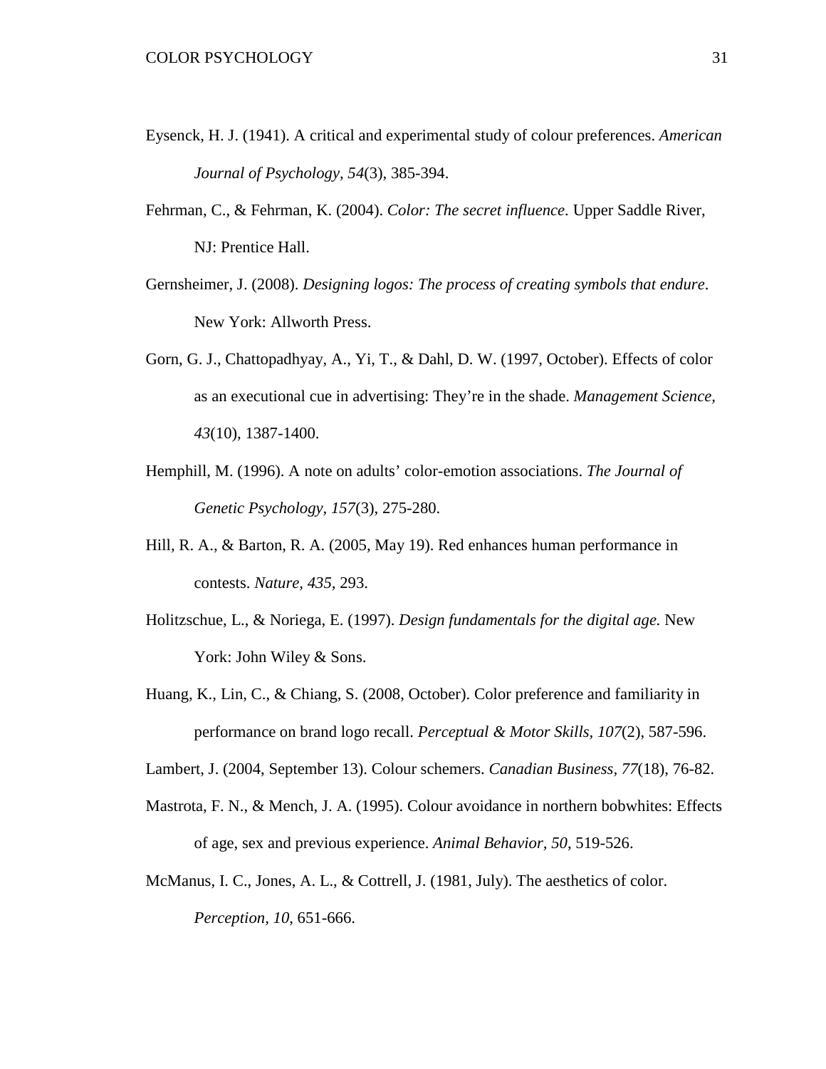Eysenck, H. J. (1941). A critical and experimental study of colour preferences. *American Journal of Psychology, 54*(3), 385-394.

Fehrman, C., & Fehrman, K. (2004). *Color: The secret influence*. Upper Saddle River, NJ: Prentice Hall.

Gernsheimer, J. (2008). *Designing logos: The process of creating symbols that endure*. New York: Allworth Press.

Gorn, G. J., Chattopadhyay, A., Yi, T., & Dahl, D. W. (1997, October). Effects of color as an executional cue in advertising: They're in the shade. *Management Science, 43*(10), 1387-1400.

Hemphill, M. (1996). A note on adults' color-emotion associations. *The Journal of Genetic Psychology, 157*(3), 275-280.

Hill, R. A., & Barton, R. A. (2005, May 19). Red enhances human performance in contests. *Nature, 435*, 293.

Holitzschue, L., & Noriega, E. (1997). *Design fundamentals for the digital age.* New York: John Wiley & Sons.

Huang, K., Lin, C., & Chiang, S. (2008, October). Color preference and familiarity in performance on brand logo recall. *Perceptual & Motor Skills, 107*(2), 587-596.

Lambert, J. (2004, September 13). Colour schemers. *Canadian Business, 77*(18), 76-82.

Mastrota, F. N., & Mench, J. A. (1995). Colour avoidance in northern bobwhites: Effects of age, sex and previous experience. *Animal Behavior, 50*, 519-526.

McManus, I. C., Jones, A. L., & Cottrell, J. (1981, July). The aesthetics of color. *Perception, 10*, 651-666.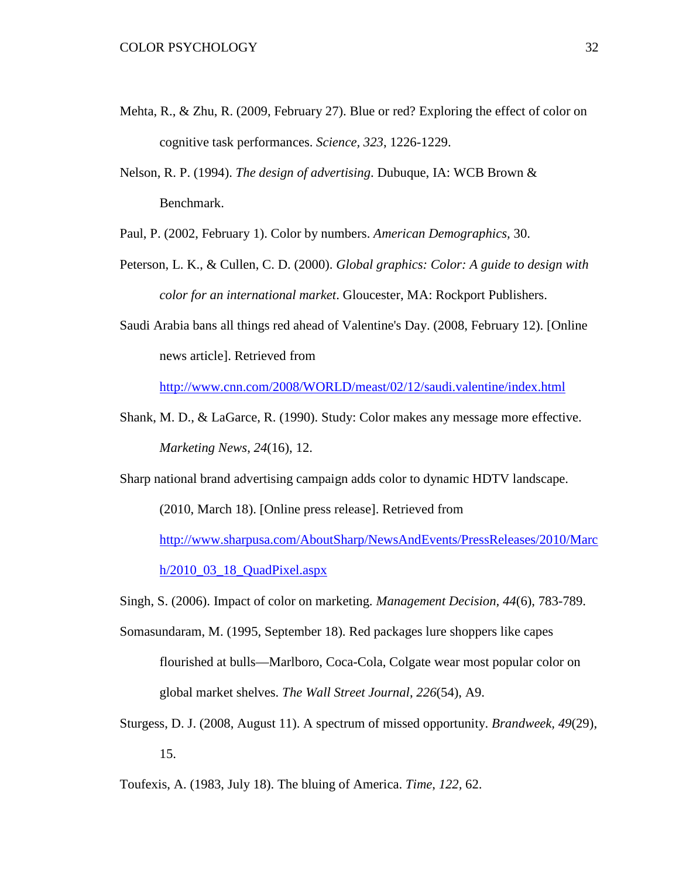Mehta, R., & Zhu, R. (2009, February 27). Blue or red? Exploring the effect of color on cognitive task performances. *Science, 323*, 1226-1229.

Nelson, R. P. (1994). *The design of advertising*. Dubuque, IA: WCB Brown & Benchmark.

Paul, P. (2002, February 1). Color by numbers. *American Demographics*, 30.

Peterson, L. K., & Cullen, C. D. (2000). *Global graphics: Color: A guide to design with color for an international market*. Gloucester, MA: Rockport Publishers.

Saudi Arabia bans all things red ahead of Valentine's Day. (2008, February 12). [Online news article]. Retrieved from http://www.cnn.com/2008/WORLD/meast/02/12/saudi.valentine/index.html

Shank, M. D., & LaGarce, R. (1990). Study: Color makes any message more effective. *Marketing News*, *24*(16), 12.

Sharp national brand advertising campaign adds color to dynamic HDTV landscape. (2010, March 18). [Online press release]. Retrieved from http://www.sharpusa.com/AboutSharp/NewsAndEvents/PressReleases/2010/March/2010_03_18_QuadPixel.aspx

Singh, S. (2006). Impact of color on marketing. *Management Decision*, *44*(6), 783-789.

Somasundaram, M. (1995, September 18). Red packages lure shoppers like capes flourished at bulls—Marlboro, Coca-Cola, Colgate wear most popular color on global market shelves. *The Wall Street Journal*, *226*(54), A9.

Sturgess, D. J. (2008, August 11). A spectrum of missed opportunity. *Brandweek*, *49*(29), 15.

Toufexis, A. (1983, July 18). The bluing of America. *Time*, *122*, 62.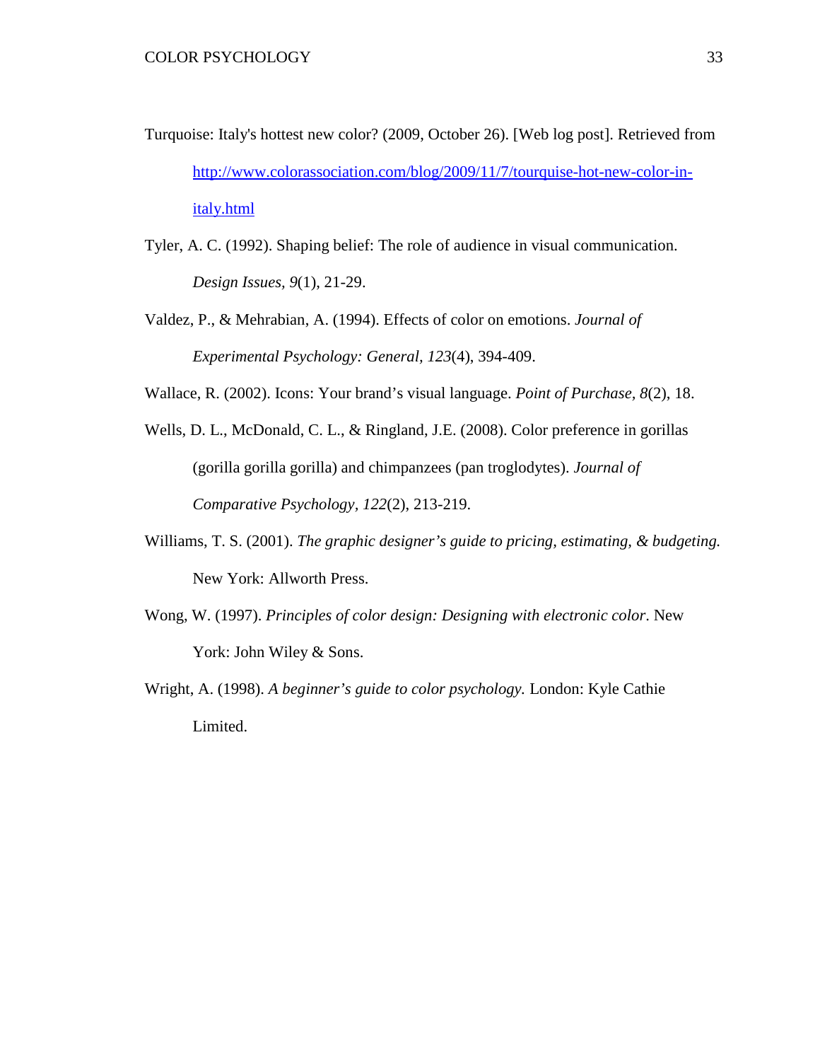Turquoise: Italy's hottest new color? (2009, October 26). [Web log post]. Retrieved from http://www.colorassociation.com/blog/2009/11/7/tourquise-hot-new-color-in-italy.html

Tyler, A. C. (1992). Shaping belief: The role of audience in visual communication. *Design Issues, 9*(1), 21-29.

Valdez, P., & Mehrabian, A. (1994). Effects of color on emotions. *Journal of Experimental Psychology: General, 123*(4), 394-409.

Wallace, R. (2002). Icons: Your brand's visual language. *Point of Purchase, 8*(2), 18.

Wells, D. L., McDonald, C. L., & Ringland, J.E. (2008). Color preference in gorillas (gorilla gorilla gorilla) and chimpanzees (pan troglodytes). *Journal of Comparative Psychology, 122*(2), 213-219.

Williams, T. S. (2001). *The graphic designer's guide to pricing, estimating, & budgeting.* New York: Allworth Press.

Wong, W. (1997). *Principles of color design: Designing with electronic color*. New York: John Wiley & Sons.

Wright, A. (1998). *A beginner's guide to color psychology.* London: Kyle Cathie Limited.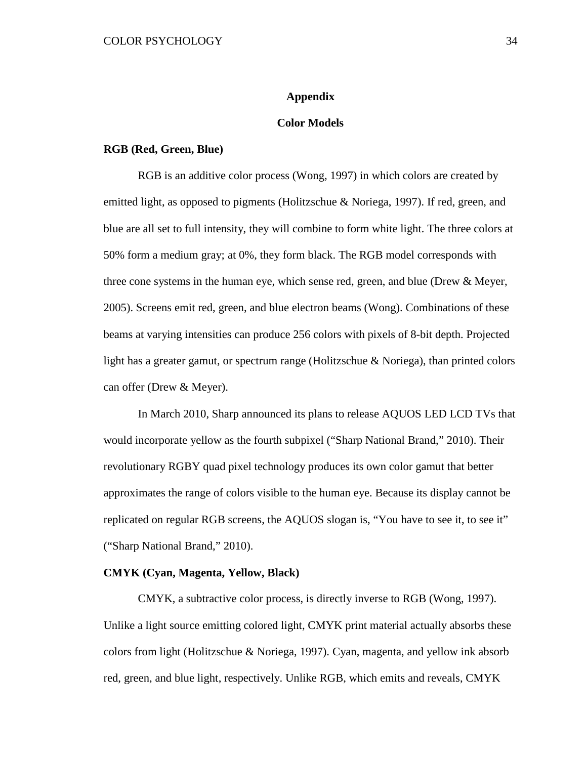# Appendix

## Color Models

### RGB (Red, Green, Blue)

RGB is an additive color process (Wong, 1997) in which colors are created by emitted light, as opposed to pigments (Holitzschue & Noriega, 1997). If red, green, and blue are all set to full intensity, they will combine to form white light. The three colors at 50% form a medium gray; at 0%, they form black. The RGB model corresponds with three cone systems in the human eye, which sense red, green, and blue (Drew & Meyer, 2005). Screens emit red, green, and blue electron beams (Wong). Combinations of these beams at varying intensities can produce 256 colors with pixels of 8-bit depth. Projected light has a greater gamut, or spectrum range (Holitzschue & Noriega), than printed colors can offer (Drew & Meyer).

In March 2010, Sharp announced its plans to release AQUOS LED LCD TVs that would incorporate yellow as the fourth subpixel ("Sharp National Brand," 2010). Their revolutionary RGBY quad pixel technology produces its own color gamut that better approximates the range of colors visible to the human eye. Because its display cannot be replicated on regular RGB screens, the AQUOS slogan is, "You have to see it, to see it" ("Sharp National Brand," 2010).

### CMYK (Cyan, Magenta, Yellow, Black)

CMYK, a subtractive color process, is directly inverse to RGB (Wong, 1997). Unlike a light source emitting colored light, CMYK print material actually absorbs these colors from light (Holitzschue & Noriega, 1997). Cyan, magenta, and yellow ink absorb red, green, and blue light, respectively. Unlike RGB, which emits and reveals, CMYK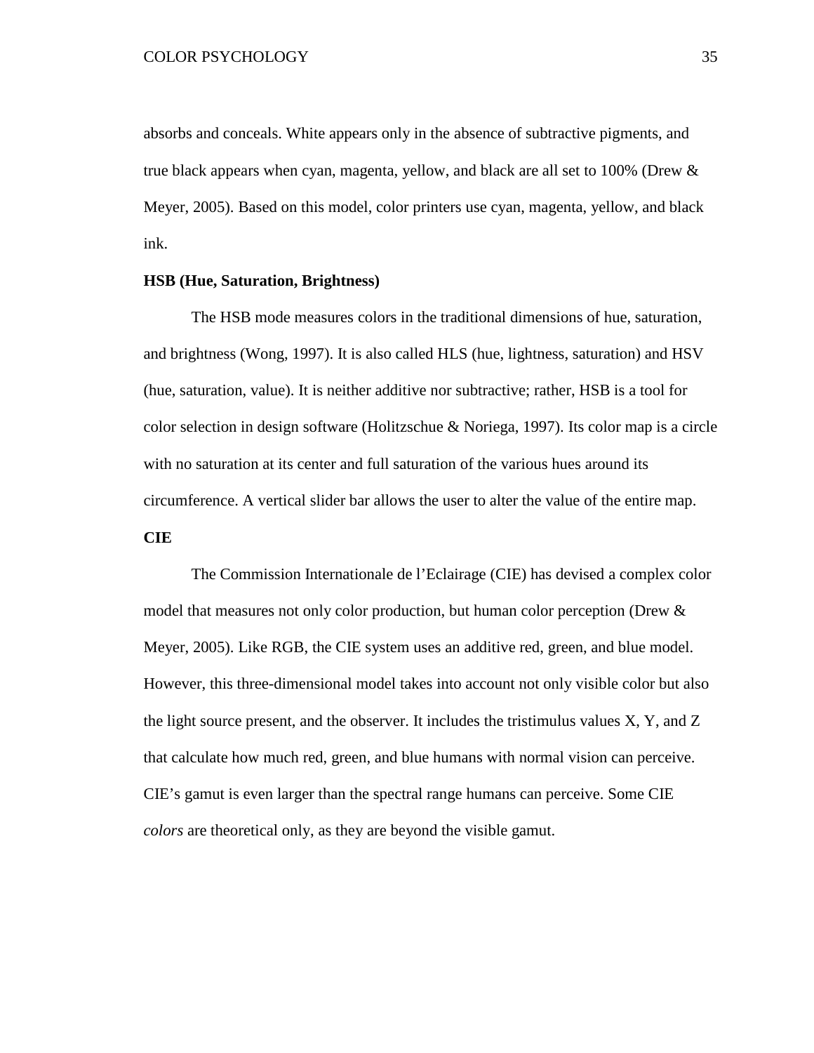absorbs and conceals. White appears only in the absence of subtractive pigments, and true black appears when cyan, magenta, yellow, and black are all set to 100% (Drew & Meyer, 2005). Based on this model, color printers use cyan, magenta, yellow, and black ink.

**HSB (Hue, Saturation, Brightness)**

The HSB mode measures colors in the traditional dimensions of hue, saturation, and brightness (Wong, 1997). It is also called HLS (hue, lightness, saturation) and HSV (hue, saturation, value). It is neither additive nor subtractive; rather, HSB is a tool for color selection in design software (Holitzschue & Noriega, 1997). Its color map is a circle with no saturation at its center and full saturation of the various hues around its circumference. A vertical slider bar allows the user to alter the value of the entire map.

**CIE**

The Commission Internationale de l'Eclairage (CIE) has devised a complex color model that measures not only color production, but human color perception (Drew & Meyer, 2005). Like RGB, the CIE system uses an additive red, green, and blue model. However, this three-dimensional model takes into account not only visible color but also the light source present, and the observer. It includes the tristimulus values X, Y, and Z that calculate how much red, green, and blue humans with normal vision can perceive. CIE's gamut is even larger than the spectral range humans can perceive. Some CIE *colors* are theoretical only, as they are beyond the visible gamut.